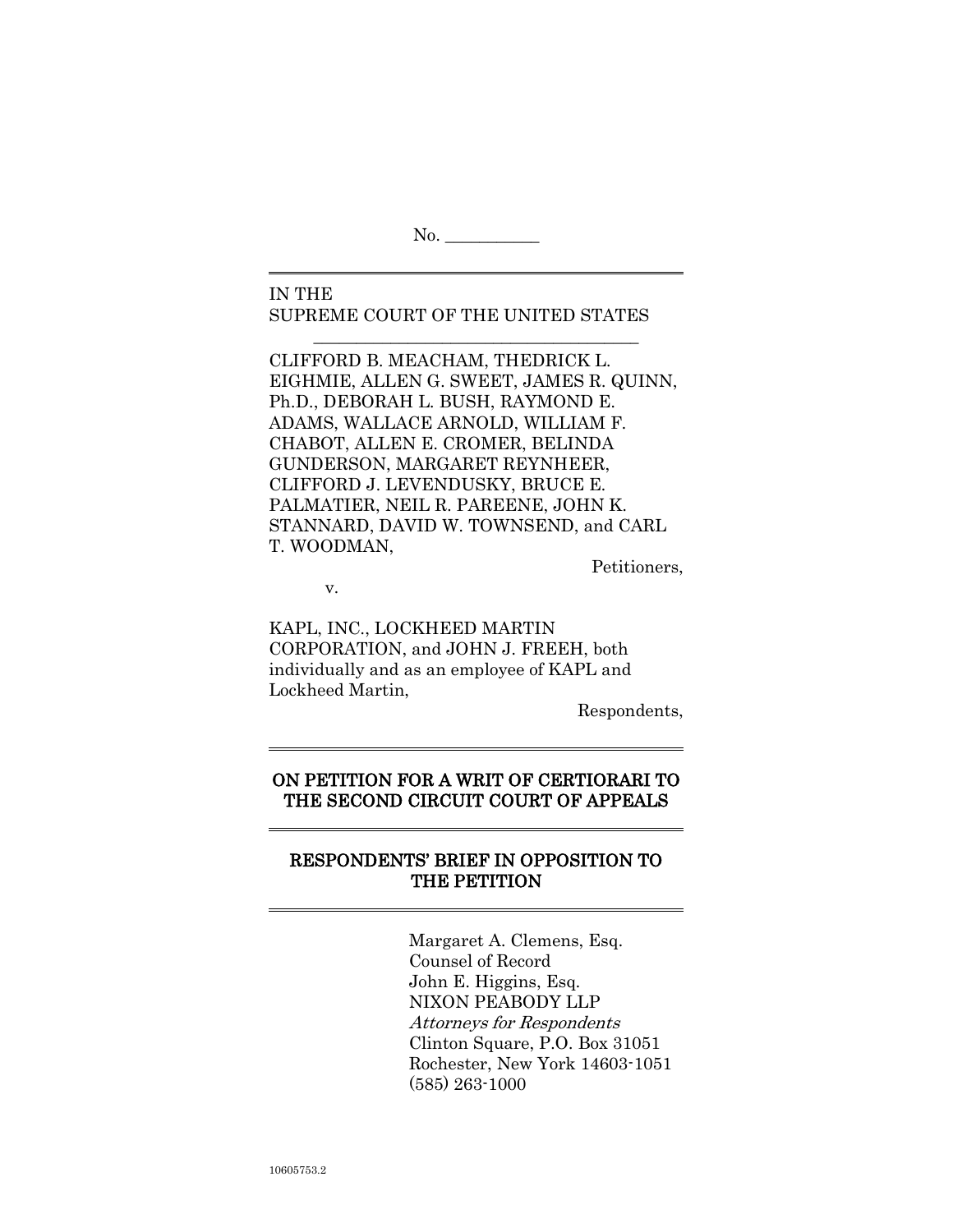No. \_\_\_\_\_\_\_\_\_\_\_

IN THE
SUPREME COURT OF THE UNITED STATES

---

CLIFFORD B. MEACHAM, THEDRICK L. EIGHMIE, ALLEN G. SWEET, JAMES R. QUINN, Ph.D., DEBORAH L. BUSH, RAYMOND E. ADAMS, WALLACE ARNOLD, WILLIAM F. CHABOT, ALLEN E. CROMER, BELINDA GUNDERSON, MARGARET REYNHEER, CLIFFORD J. LEVENDUSKY, BRUCE E. PALMATIER, NEIL R. PAREENE, JOHN K. STANNARD, DAVID W. TOWNSEND, and CARL T. WOODMAN,

Petitioners,

v.

KAPL, INC., LOCKHEED MARTIN CORPORATION, and JOHN J. FREEH, both individually and as an employee of KAPL and Lockheed Martin,

Respondents,

---

**ON PETITION FOR A WRIT OF CERTIORARI TO THE SECOND CIRCUIT COURT OF APPEALS**

---

**RESPONDENTS' BRIEF IN OPPOSITION TO THE PETITION**

---

Margaret A. Clemens, Esq.
Counsel of Record
John E. Higgins, Esq.
NIXON PEABODY LLP
*Attorneys for Respondents*
Clinton Square, P.O. Box 31051
Rochester, New York 14603-1051
(585) 263-1000

10605753.2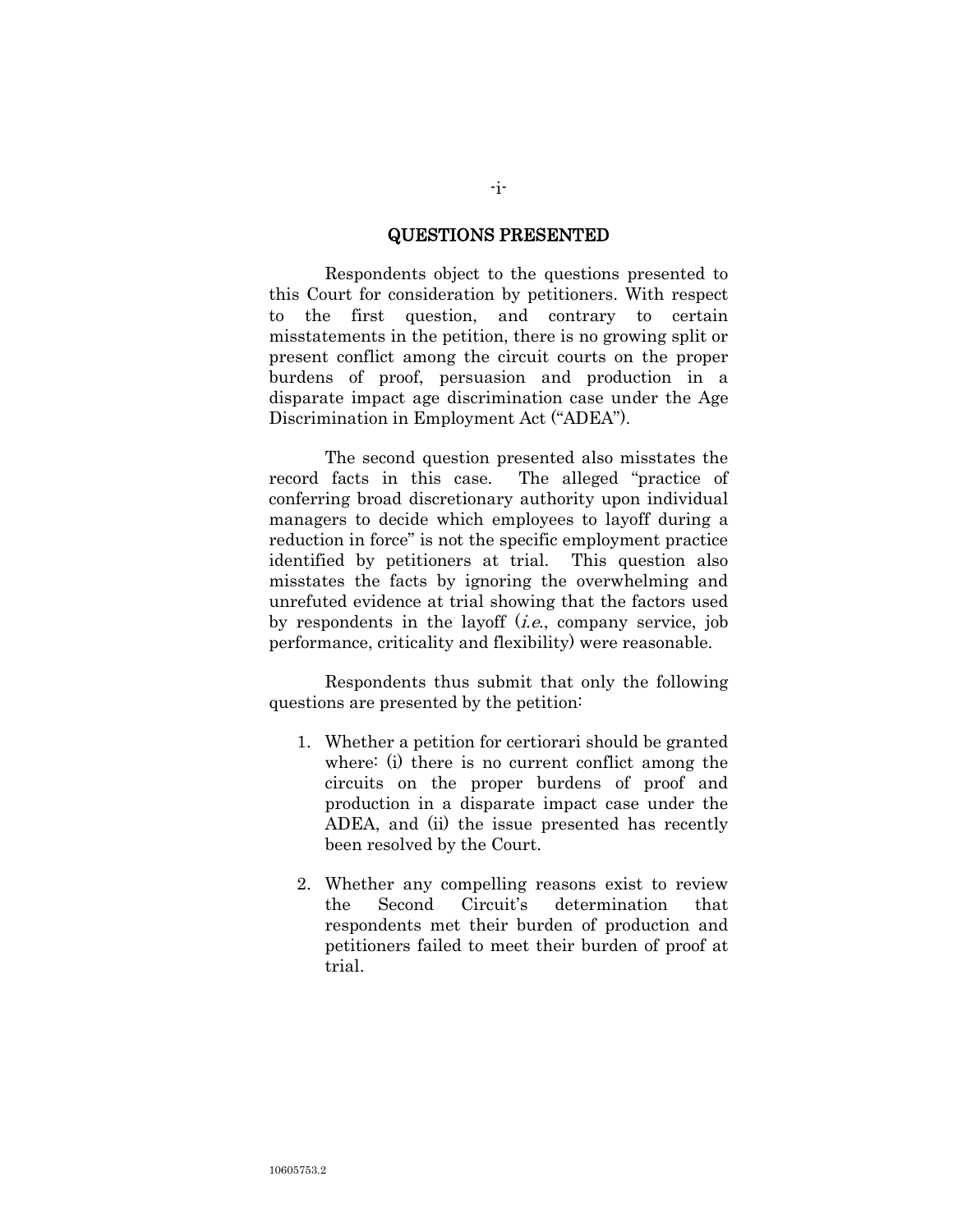## QUESTIONS PRESENTED

Respondents object to the questions presented to this Court for consideration by petitioners. With respect to the first question, and contrary to certain misstatements in the petition, there is no growing split or present conflict among the circuit courts on the proper burdens of proof, persuasion and production in a disparate impact age discrimination case under the Age Discrimination in Employment Act ("ADEA").

The second question presented also misstates the record facts in this case. The alleged "practice of conferring broad discretionary authority upon individual managers to decide which employees to layoff during a reduction in force" is not the specific employment practice identified by petitioners at trial. This question also misstates the facts by ignoring the overwhelming and unrefuted evidence at trial showing that the factors used by respondents in the layoff (*i.e.*, company service, job performance, criticality and flexibility) were reasonable.

Respondents thus submit that only the following questions are presented by the petition:

1. Whether a petition for certiorari should be granted where: (i) there is no current conflict among the circuits on the proper burdens of proof and production in a disparate impact case under the ADEA, and (ii) the issue presented has recently been resolved by the Court.

2. Whether any compelling reasons exist to review the Second Circuit's determination that respondents met their burden of production and petitioners failed to meet their burden of proof at trial.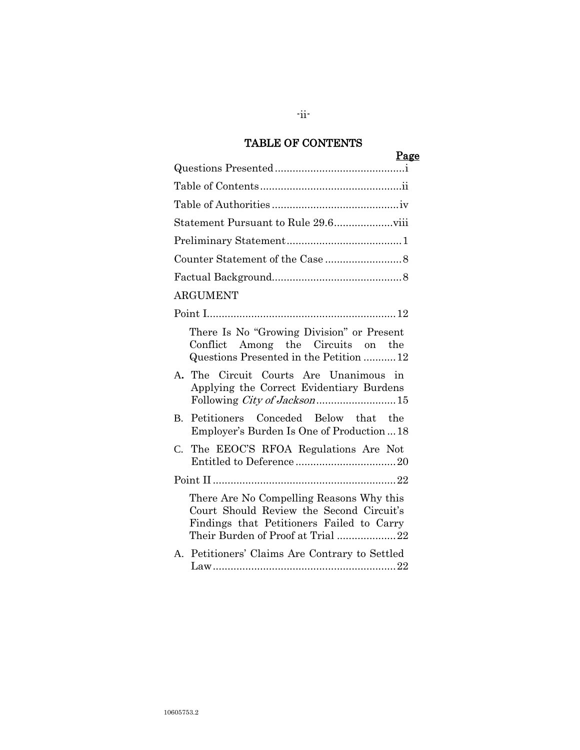# TABLE OF CONTENTS

| | Page |
|---|---|
| Questions Presented | i |
| Table of Contents | ii |
| Table of Authorities | iv |
| Statement Pursuant to Rule 29.6 | viii |
| Preliminary Statement | 1 |
| Counter Statement of the Case | 8 |
| Factual Background | 8 |
| ARGUMENT | |
| Point I | 12 |
| There Is No "Growing Division" or Present Conflict Among the Circuits on the Questions Presented in the Petition | 12 |
| A. The Circuit Courts Are Unanimous in Applying the Correct Evidentiary Burdens Following *City of Jackson* | 15 |
| B. Petitioners Conceded Below that the Employer's Burden Is One of Production | 18 |
| C. The EEOC'S RFOA Regulations Are Not Entitled to Deference | 20 |
| Point II | 22 |
| There Are No Compelling Reasons Why this Court Should Review the Second Circuit's Findings that Petitioners Failed to Carry Their Burden of Proof at Trial | 22 |
| A. Petitioners' Claims Are Contrary to Settled Law | 22 |

10605753.2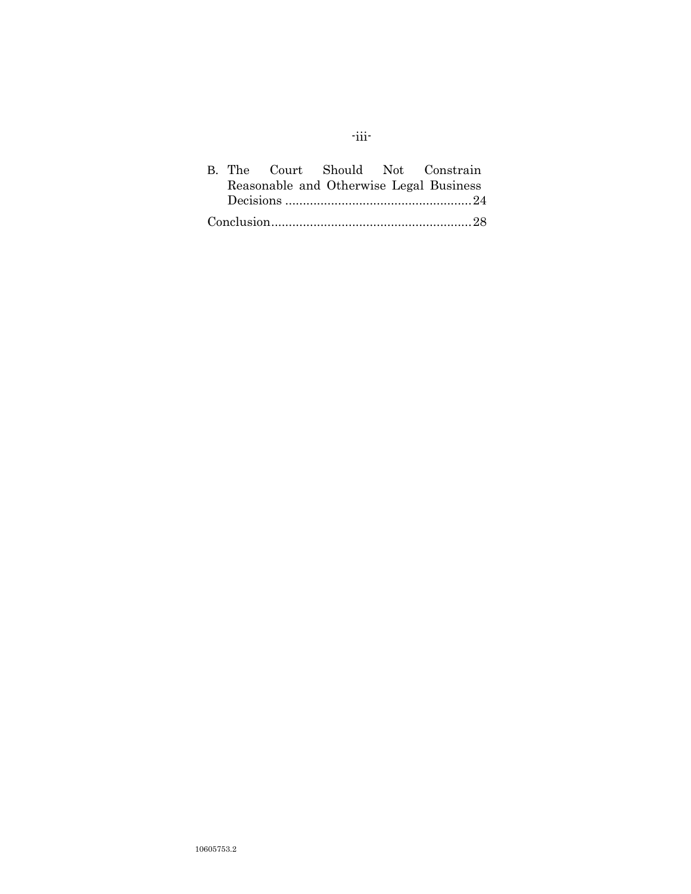B. The Court Should Not Constrain Reasonable and Otherwise Legal Business Decisions ..................................................... 24

Conclusion ......................................................... 28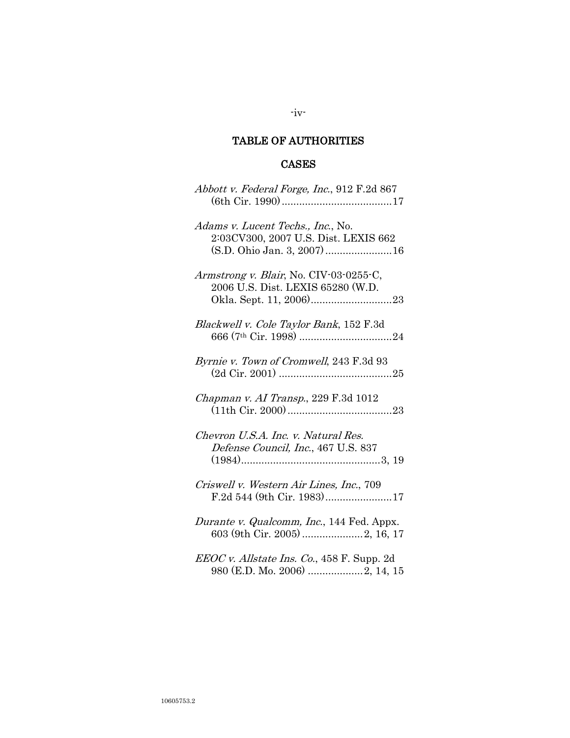## TABLE OF AUTHORITIES

### CASES

*Abbott v. Federal Forge, Inc.*, 912 F.2d 867 (6th Cir. 1990)......................................17

*Adams v. Lucent Techs., Inc.*, No. 2:03CV300, 2007 U.S. Dist. LEXIS 662 (S.D. Ohio Jan. 3, 2007).......................16

*Armstrong v. Blair*, No. CIV-03-0255-C, 2006 U.S. Dist. LEXIS 65280 (W.D. Okla. Sept. 11, 2006)............................23

*Blackwell v. Cole Taylor Bank*, 152 F.3d 666 (7th Cir. 1998) ................................24

*Byrnie v. Town of Cromwell*, 243 F.3d 93 (2d Cir. 2001) .......................................25

*Chapman v. AI Transp.*, 229 F.3d 1012 (11th Cir. 2000)....................................23

*Chevron U.S.A. Inc. v. Natural Res. Defense Council, Inc.*, 467 U.S. 837 (1984)................................................3, 19

*Criswell v. Western Air Lines, Inc.*, 709 F.2d 544 (9th Cir. 1983).......................17

*Durante v. Qualcomm, Inc.*, 144 Fed. Appx. 603 (9th Cir. 2005) .....................2, 16, 17

*EEOC v. Allstate Ins. Co.*, 458 F. Supp. 2d 980 (E.D. Mo. 2006) ...................2, 14, 15

10605753.2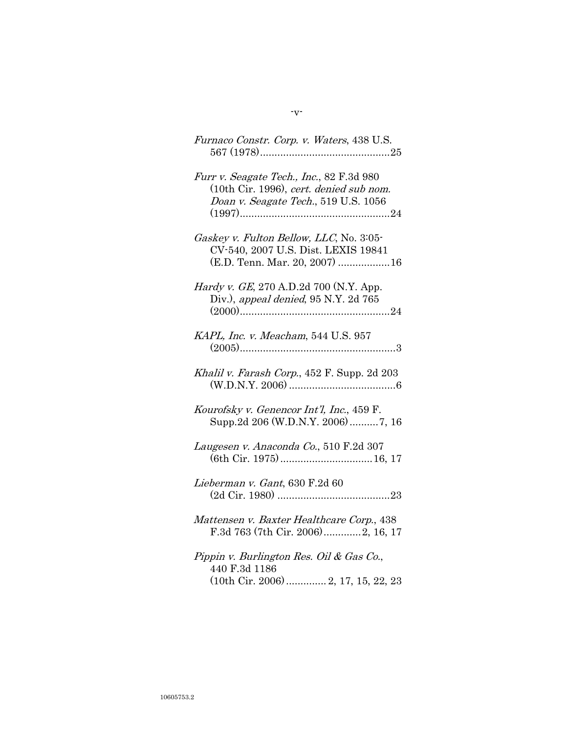*Furnaco Constr. Corp. v. Waters*, 438 U.S. 567 (1978)............................................25

*Furr v. Seagate Tech., Inc.*, 82 F.3d 980 (10th Cir. 1996), *cert. denied sub nom. Doan v. Seagate Tech.*, 519 U.S. 1056 (1997)....................................................24

*Gaskey v. Fulton Bellow, LLC*, No. 3:05-CV-540, 2007 U.S. Dist. LEXIS 19841 (E.D. Tenn. Mar. 20, 2007) ..................16

*Hardy v. GE*, 270 A.D.2d 700 (N.Y. App. Div.), *appeal denied*, 95 N.Y. 2d 765 (2000)....................................................24

*KAPL, Inc. v. Meacham*, 544 U.S. 957 (2005)......................................................3

*Khalil v. Farash Corp.*, 452 F. Supp. 2d 203 (W.D.N.Y. 2006) .....................................6

*Kourofsky v. Genencor Int'l, Inc.*, 459 F. Supp.2d 206 (W.D.N.Y. 2006)..........7, 16

*Laugesen v. Anaconda Co.*, 510 F.2d 307 (6th Cir. 1975)................................16, 17

*Lieberman v. Gant*, 630 F.2d 60 (2d Cir. 1980) .......................................23

*Mattensen v. Baxter Healthcare Corp.*, 438 F.3d 763 (7th Cir. 2006).............2, 16, 17

*Pippin v. Burlington Res. Oil & Gas Co.*, 440 F.3d 1186 (10th Cir. 2006)............. 2, 17, 15, 22, 23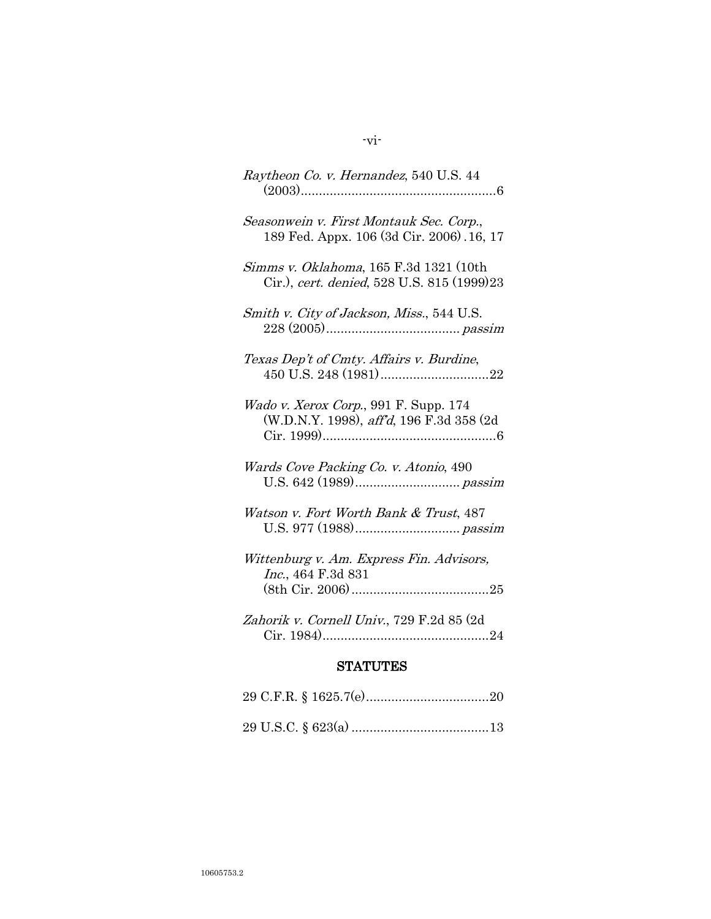*Raytheon Co. v. Hernandez*, 540 U.S. 44 (2003)......................................................6

*Seasonwein v. First Montauk Sec. Corp.*, 189 Fed. Appx. 106 (3d Cir. 2006) .16, 17

*Simms v. Oklahoma*, 165 F.3d 1321 (10th Cir.), *cert. denied*, 528 U.S. 815 (1999)23

*Smith v. City of Jackson, Miss.*, 544 U.S. 228 (2005).................................... *passim*

*Texas Dep't of Cmty. Affairs v. Burdine*, 450 U.S. 248 (1981)..............................22

*Wado v. Xerox Corp.*, 991 F. Supp. 174 (W.D.N.Y. 1998), *aff'd*, 196 F.3d 358 (2d Cir. 1999)................................................6

*Wards Cove Packing Co. v. Atonio*, 490 U.S. 642 (1989)............................. *passim*

*Watson v. Fort Worth Bank & Trust*, 487 U.S. 977 (1988)............................. *passim*

*Wittenburg v. Am. Express Fin. Advisors, Inc.*, 464 F.3d 831 (8th Cir. 2006)......................................25

*Zahorik v. Cornell Univ.*, 729 F.2d 85 (2d Cir. 1984)..............................................24

## STATUTES

29 C.F.R. § 1625.7(e)..................................20

29 U.S.C. § 623(a) ......................................13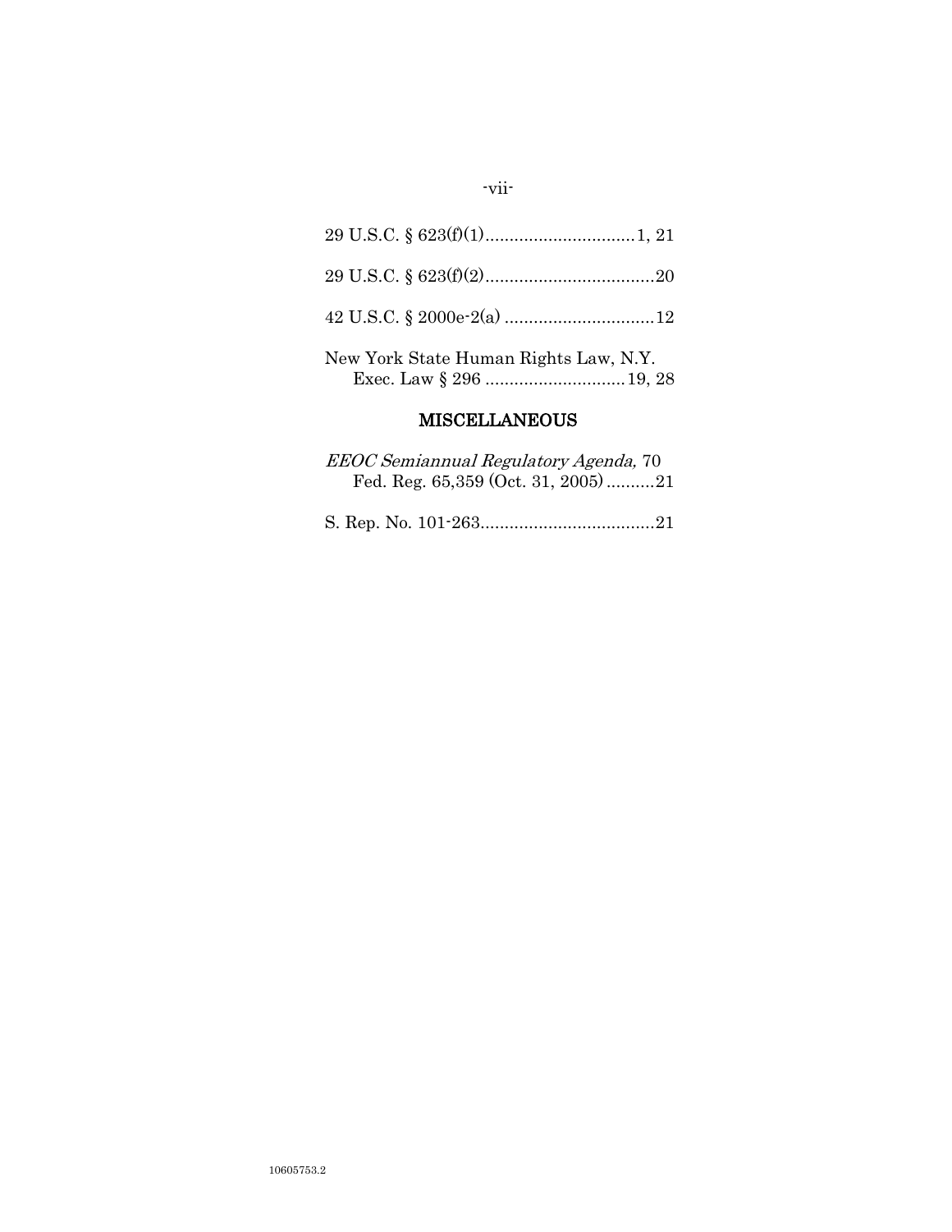29 U.S.C. § 623(f)(1)..............................1, 21

29 U.S.C. § 623(f)(2)..................................20

42 U.S.C. § 2000e-2(a) ..............................12

New York State Human Rights Law, N.Y. Exec. Law § 296 ............................19, 28

## MISCELLANEOUS

*EEOC Semiannual Regulatory Agenda,* 70 Fed. Reg. 65,359 (Oct. 31, 2005)..........21

S. Rep. No. 101-263....................................21

10605753.2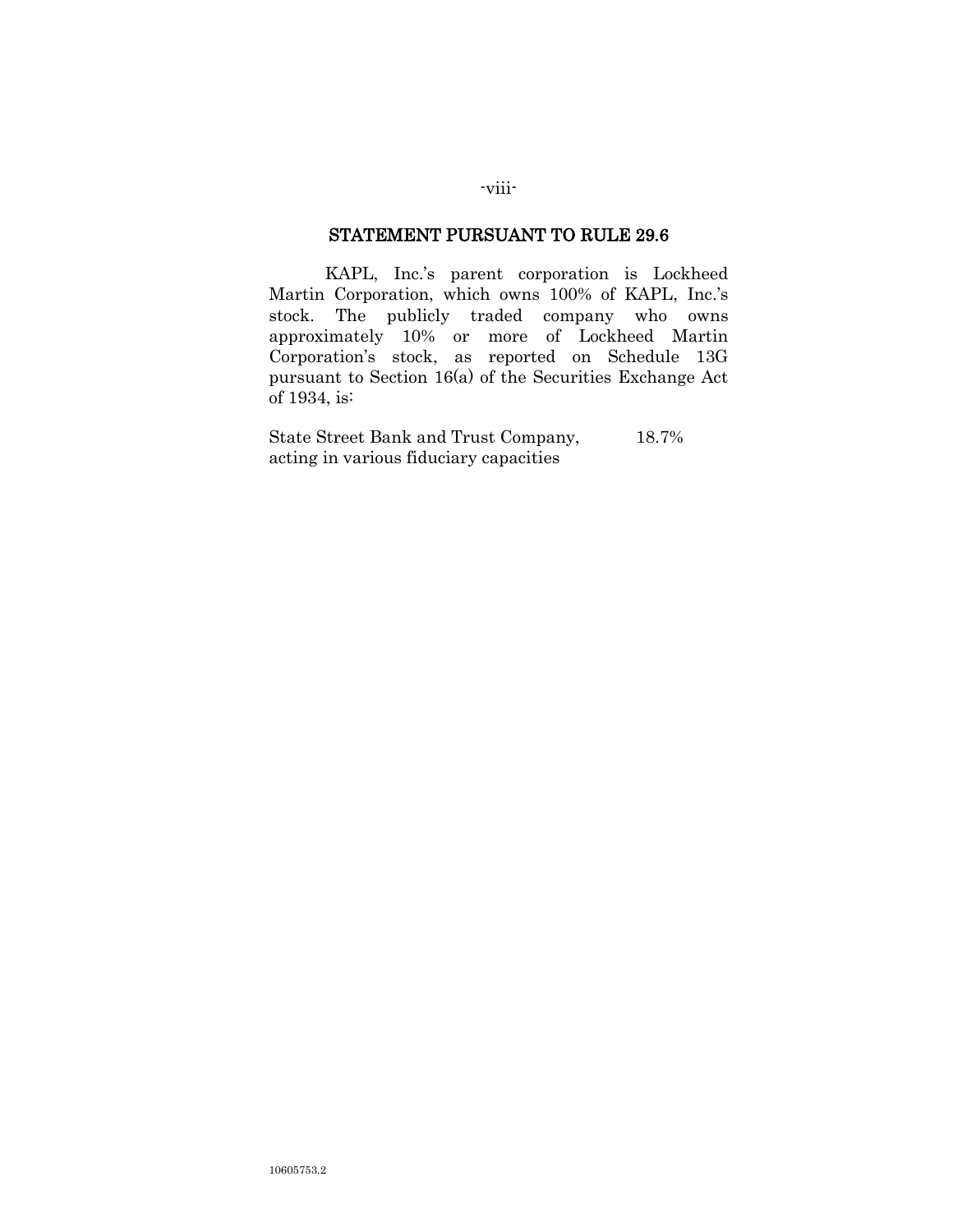## STATEMENT PURSUANT TO RULE 29.6

KAPL, Inc.'s parent corporation is Lockheed Martin Corporation, which owns 100% of KAPL, Inc.'s stock. The publicly traded company who owns approximately 10% or more of Lockheed Martin Corporation's stock, as reported on Schedule 13G pursuant to Section 16(a) of the Securities Exchange Act of 1934, is:

| | |
|---|---|
| State Street Bank and Trust Company, acting in various fiduciary capacities | 18.7% |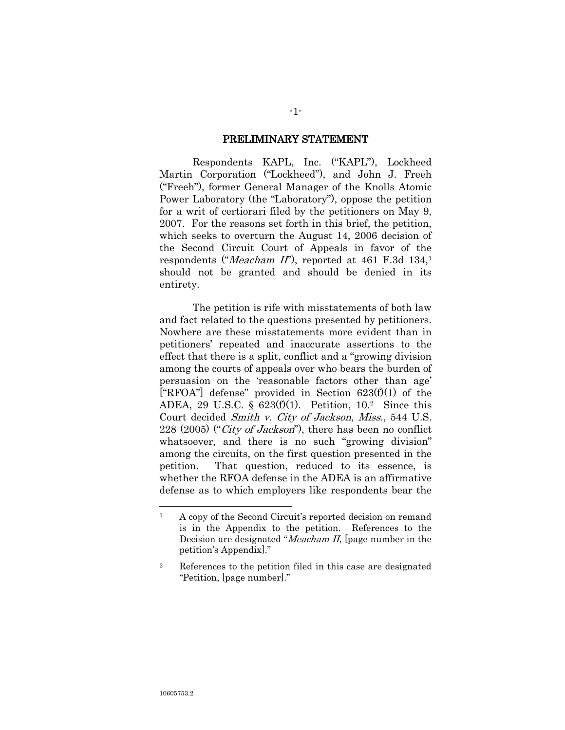## PRELIMINARY STATEMENT

Respondents KAPL, Inc. ("KAPL"), Lockheed Martin Corporation ("Lockheed"), and John J. Freeh ("Freeh"), former General Manager of the Knolls Atomic Power Laboratory (the "Laboratory"), oppose the petition for a writ of certiorari filed by the petitioners on May 9, 2007. For the reasons set forth in this brief, the petition, which seeks to overturn the August 14, 2006 decision of the Second Circuit Court of Appeals in favor of the respondents ("*Meacham II*"), reported at 461 F.3d 134,[1] should not be granted and should be denied in its entirety.

The petition is rife with misstatements of both law and fact related to the questions presented by petitioners. Nowhere are these misstatements more evident than in petitioners' repeated and inaccurate assertions to the effect that there is a split, conflict and a "growing division among the courts of appeals over who bears the burden of persuasion on the 'reasonable factors other than age' ["RFOA"] defense" provided in Section 623(f)(1) of the ADEA, 29 U.S.C. § 623(f)(1). Petition, 10.[2] Since this Court decided *Smith v. City of Jackson, Miss.*, 544 U.S. 228 (2005) ("*City of Jackson*"), there has been no conflict whatsoever, and there is no such "growing division" among the circuits, on the first question presented in the petition. That question, reduced to its essence, is whether the RFOA defense in the ADEA is an affirmative defense as to which employers like respondents bear the

---

[1] A copy of the Second Circuit's reported decision on remand is in the Appendix to the petition. References to the Decision are designated "*Meacham II*, [page number in the petition's Appendix]."

[2] References to the petition filed in this case are designated "Petition, [page number]."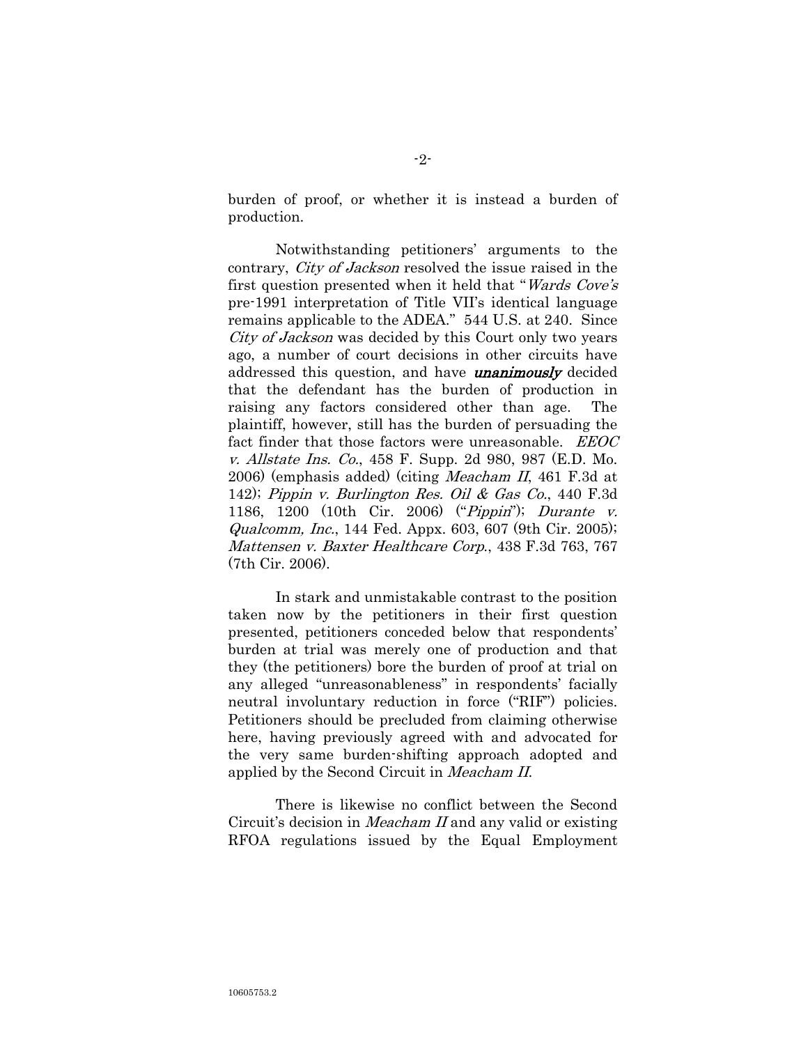burden of proof, or whether it is instead a burden of production.

Notwithstanding petitioners' arguments to the contrary, *City of Jackson* resolved the issue raised in the first question presented when it held that "*Wards Cove's* pre-1991 interpretation of Title VII's identical language remains applicable to the ADEA." 544 U.S. at 240. Since *City of Jackson* was decided by this Court only two years ago, a number of court decisions in other circuits have addressed this question, and have ***unanimously*** decided that the defendant has the burden of production in raising any factors considered other than age. The plaintiff, however, still has the burden of persuading the fact finder that those factors were unreasonable. *EEOC v. Allstate Ins. Co.*, 458 F. Supp. 2d 980, 987 (E.D. Mo. 2006) (emphasis added) (citing *Meacham II*, 461 F.3d at 142); *Pippin v. Burlington Res. Oil & Gas Co.*, 440 F.3d 1186, 1200 (10th Cir. 2006) ("*Pippin*"); *Durante v. Qualcomm, Inc.*, 144 Fed. Appx. 603, 607 (9th Cir. 2005); *Mattensen v. Baxter Healthcare Corp.*, 438 F.3d 763, 767 (7th Cir. 2006).

In stark and unmistakable contrast to the position taken now by the petitioners in their first question presented, petitioners conceded below that respondents' burden at trial was merely one of production and that they (the petitioners) bore the burden of proof at trial on any alleged "unreasonableness" in respondents' facially neutral involuntary reduction in force ("RIF") policies. Petitioners should be precluded from claiming otherwise here, having previously agreed with and advocated for the very same burden-shifting approach adopted and applied by the Second Circuit in *Meacham II*.

There is likewise no conflict between the Second Circuit's decision in *Meacham II* and any valid or existing RFOA regulations issued by the Equal Employment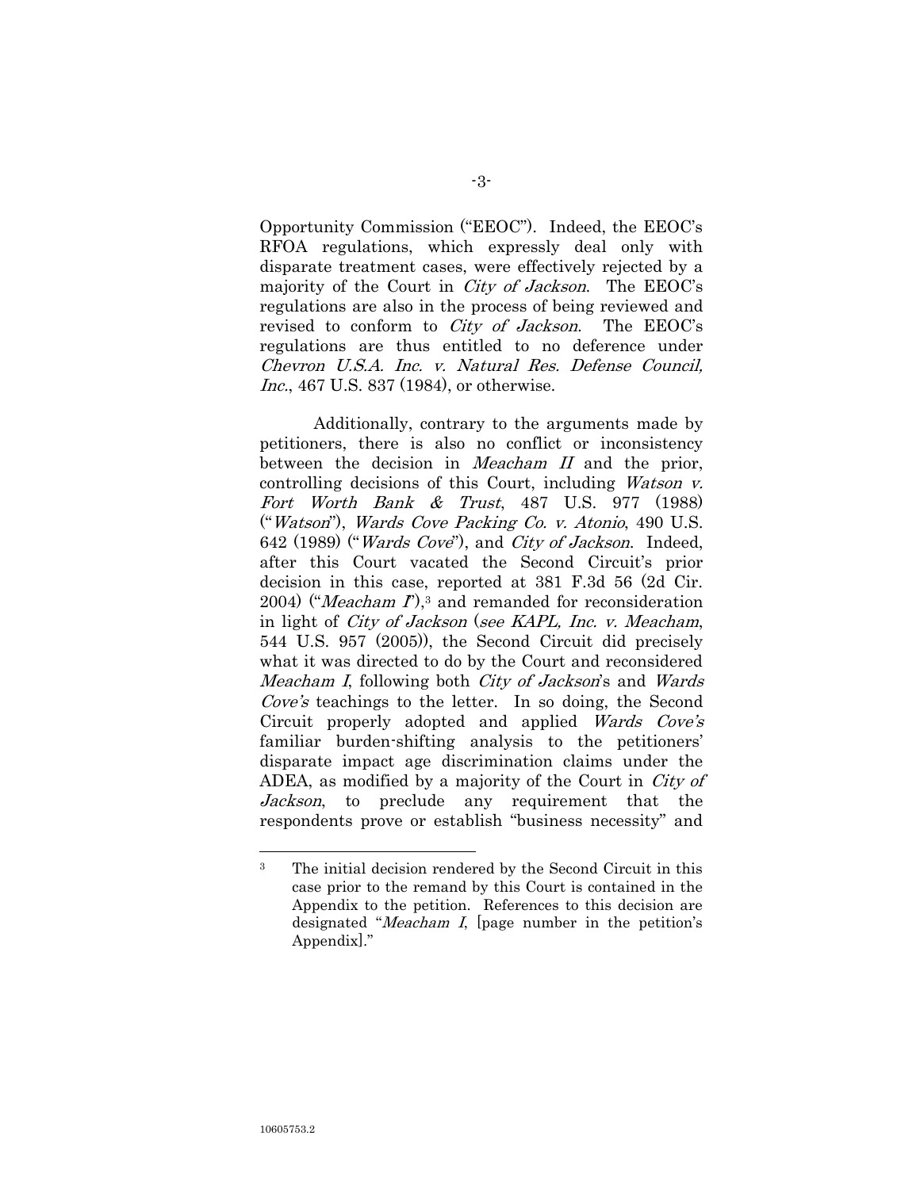Opportunity Commission ("EEOC"). Indeed, the EEOC's RFOA regulations, which expressly deal only with disparate treatment cases, were effectively rejected by a majority of the Court in *City of Jackson*. The EEOC's regulations are also in the process of being reviewed and revised to conform to *City of Jackson*. The EEOC's regulations are thus entitled to no deference under *Chevron U.S.A. Inc. v. Natural Res. Defense Council, Inc.*, 467 U.S. 837 (1984), or otherwise.

Additionally, contrary to the arguments made by petitioners, there is also no conflict or inconsistency between the decision in *Meacham II* and the prior, controlling decisions of this Court, including *Watson v. Fort Worth Bank & Trust*, 487 U.S. 977 (1988) ("*Watson*"), *Wards Cove Packing Co. v. Atonio*, 490 U.S. 642 (1989) ("*Wards Cove*"), and *City of Jackson*. Indeed, after this Court vacated the Second Circuit's prior decision in this case, reported at 381 F.3d 56 (2d Cir. 2004) ("*Meacham I*"),[3] and remanded for reconsideration in light of *City of Jackson* (*see KAPL, Inc. v. Meacham*, 544 U.S. 957 (2005)), the Second Circuit did precisely what it was directed to do by the Court and reconsidered *Meacham I*, following both *City of Jackson*'s and *Wards Cove's* teachings to the letter. In so doing, the Second Circuit properly adopted and applied *Wards Cove's* familiar burden-shifting analysis to the petitioners' disparate impact age discrimination claims under the ADEA, as modified by a majority of the Court in *City of Jackson*, to preclude any requirement that the respondents prove or establish "business necessity" and

---

[3] The initial decision rendered by the Second Circuit in this case prior to the remand by this Court is contained in the Appendix to the petition. References to this decision are designated "*Meacham I*, [page number in the petition's Appendix]."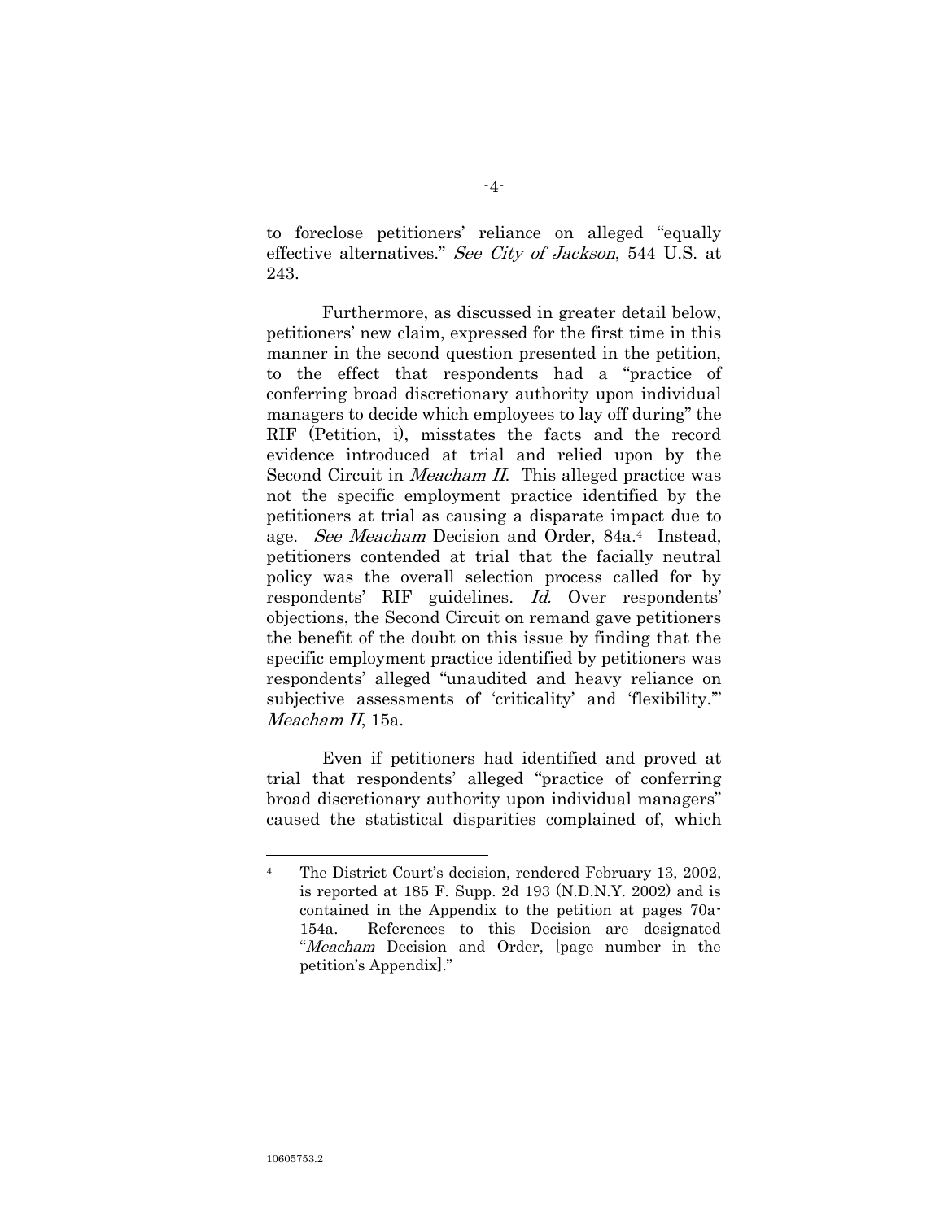to foreclose petitioners' reliance on alleged "equally effective alternatives." *See City of Jackson*, 544 U.S. at 243.

Furthermore, as discussed in greater detail below, petitioners' new claim, expressed for the first time in this manner in the second question presented in the petition, to the effect that respondents had a "practice of conferring broad discretionary authority upon individual managers to decide which employees to lay off during" the RIF (Petition, i), misstates the facts and the record evidence introduced at trial and relied upon by the Second Circuit in *Meacham II*. This alleged practice was not the specific employment practice identified by the petitioners at trial as causing a disparate impact due to age. *See Meacham* Decision and Order, 84a.[4] Instead, petitioners contended at trial that the facially neutral policy was the overall selection process called for by respondents' RIF guidelines. *Id.* Over respondents' objections, the Second Circuit on remand gave petitioners the benefit of the doubt on this issue by finding that the specific employment practice identified by petitioners was respondents' alleged "unaudited and heavy reliance on subjective assessments of 'criticality' and 'flexibility.'" *Meacham II*, 15a.

Even if petitioners had identified and proved at trial that respondents' alleged "practice of conferring broad discretionary authority upon individual managers" caused the statistical disparities complained of, which

---

[4] The District Court's decision, rendered February 13, 2002, is reported at 185 F. Supp. 2d 193 (N.D.N.Y. 2002) and is contained in the Appendix to the petition at pages 70a-154a. References to this Decision are designated "*Meacham* Decision and Order, [page number in the petition's Appendix]."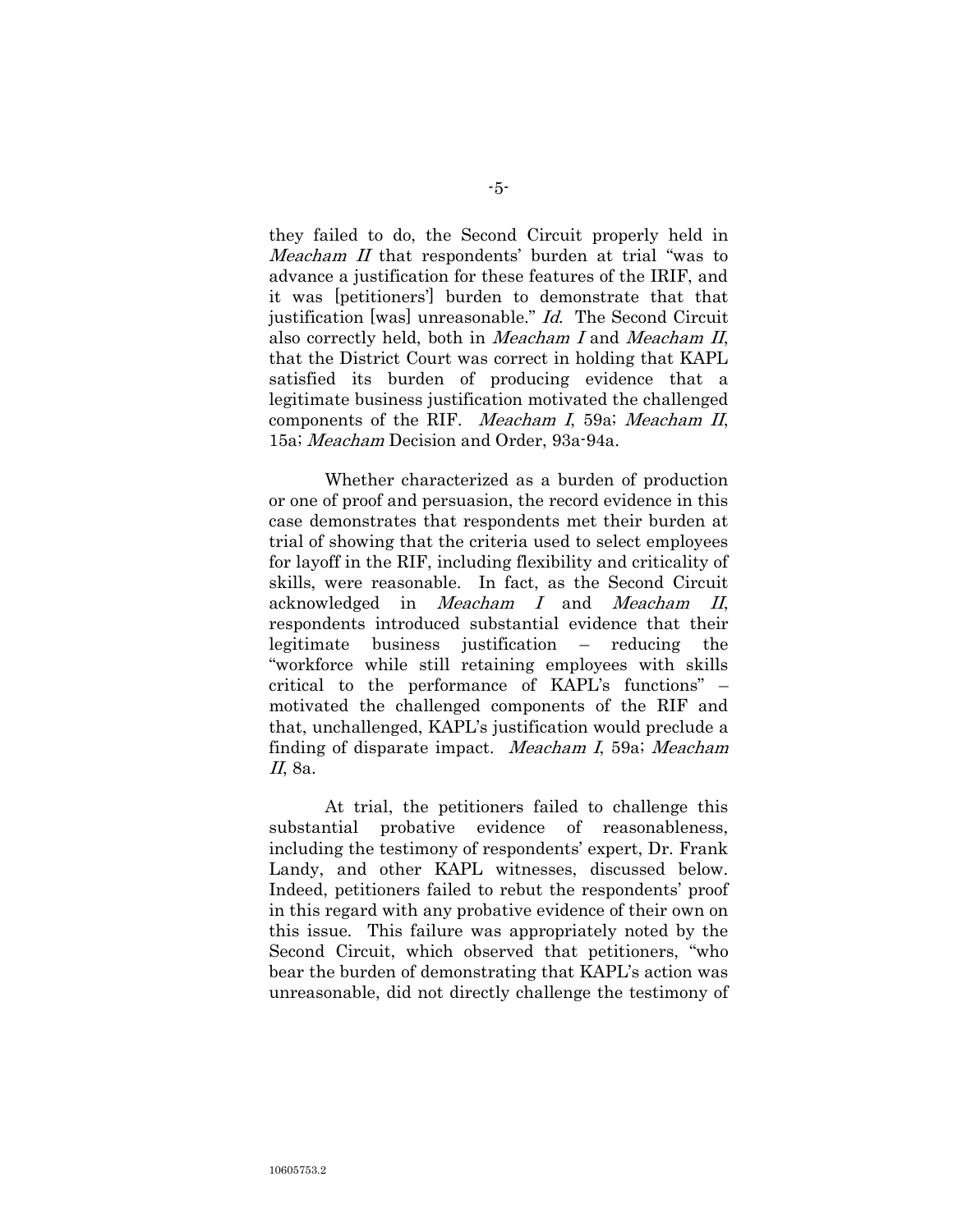they failed to do, the Second Circuit properly held in *Meacham II* that respondents' burden at trial "was to advance a justification for these features of the IRIF, and it was [petitioners'] burden to demonstrate that that justification [was] unreasonable." *Id.* The Second Circuit also correctly held, both in *Meacham I* and *Meacham II*, that the District Court was correct in holding that KAPL satisfied its burden of producing evidence that a legitimate business justification motivated the challenged components of the RIF. *Meacham I*, 59a; *Meacham II*, 15a; *Meacham* Decision and Order, 93a-94a.

Whether characterized as a burden of production or one of proof and persuasion, the record evidence in this case demonstrates that respondents met their burden at trial of showing that the criteria used to select employees for layoff in the RIF, including flexibility and criticality of skills, were reasonable. In fact, as the Second Circuit acknowledged in *Meacham I* and *Meacham II*, respondents introduced substantial evidence that their legitimate business justification – reducing the "workforce while still retaining employees with skills critical to the performance of KAPL's functions" – motivated the challenged components of the RIF and that, unchallenged, KAPL's justification would preclude a finding of disparate impact. *Meacham I*, 59a; *Meacham II*, 8a.

At trial, the petitioners failed to challenge this substantial probative evidence of reasonableness, including the testimony of respondents' expert, Dr. Frank Landy, and other KAPL witnesses, discussed below. Indeed, petitioners failed to rebut the respondents' proof in this regard with any probative evidence of their own on this issue. This failure was appropriately noted by the Second Circuit, which observed that petitioners, "who bear the burden of demonstrating that KAPL's action was unreasonable, did not directly challenge the testimony of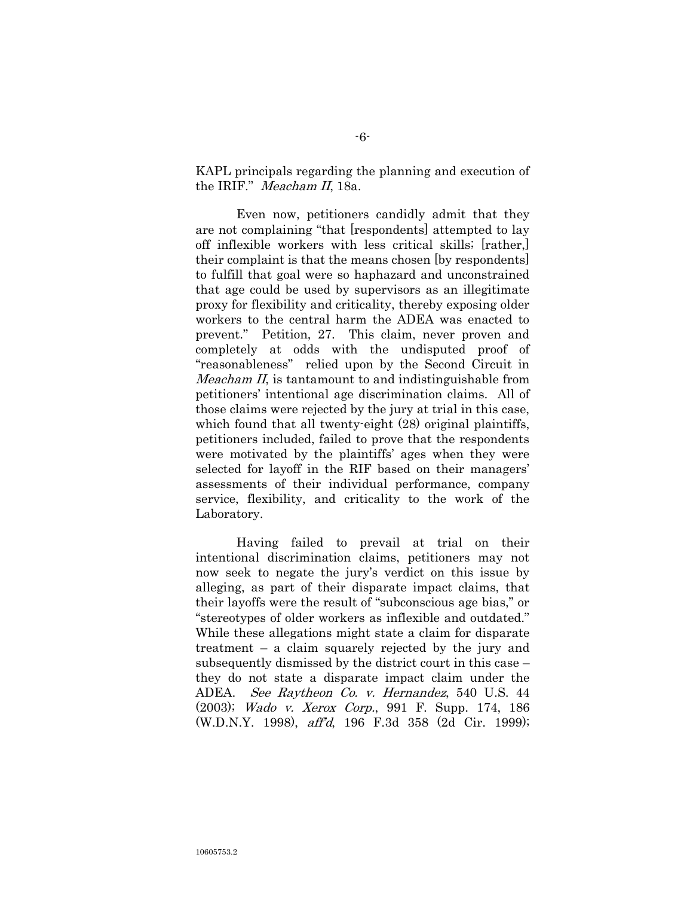KAPL principals regarding the planning and execution of the IRIF." *Meacham II*, 18a.

Even now, petitioners candidly admit that they are not complaining "that [respondents] attempted to lay off inflexible workers with less critical skills; [rather,] their complaint is that the means chosen [by respondents] to fulfill that goal were so haphazard and unconstrained that age could be used by supervisors as an illegitimate proxy for flexibility and criticality, thereby exposing older workers to the central harm the ADEA was enacted to prevent." Petition, 27. This claim, never proven and completely at odds with the undisputed proof of "reasonableness" relied upon by the Second Circuit in *Meacham II*, is tantamount to and indistinguishable from petitioners' intentional age discrimination claims. All of those claims were rejected by the jury at trial in this case, which found that all twenty-eight (28) original plaintiffs, petitioners included, failed to prove that the respondents were motivated by the plaintiffs' ages when they were selected for layoff in the RIF based on their managers' assessments of their individual performance, company service, flexibility, and criticality to the work of the Laboratory.

Having failed to prevail at trial on their intentional discrimination claims, petitioners may not now seek to negate the jury's verdict on this issue by alleging, as part of their disparate impact claims, that their layoffs were the result of "subconscious age bias," or "stereotypes of older workers as inflexible and outdated." While these allegations might state a claim for disparate treatment – a claim squarely rejected by the jury and subsequently dismissed by the district court in this case – they do not state a disparate impact claim under the ADEA. *See Raytheon Co. v. Hernandez*, 540 U.S. 44 (2003); *Wado v. Xerox Corp.*, 991 F. Supp. 174, 186 (W.D.N.Y. 1998), *aff'd*, 196 F.3d 358 (2d Cir. 1999);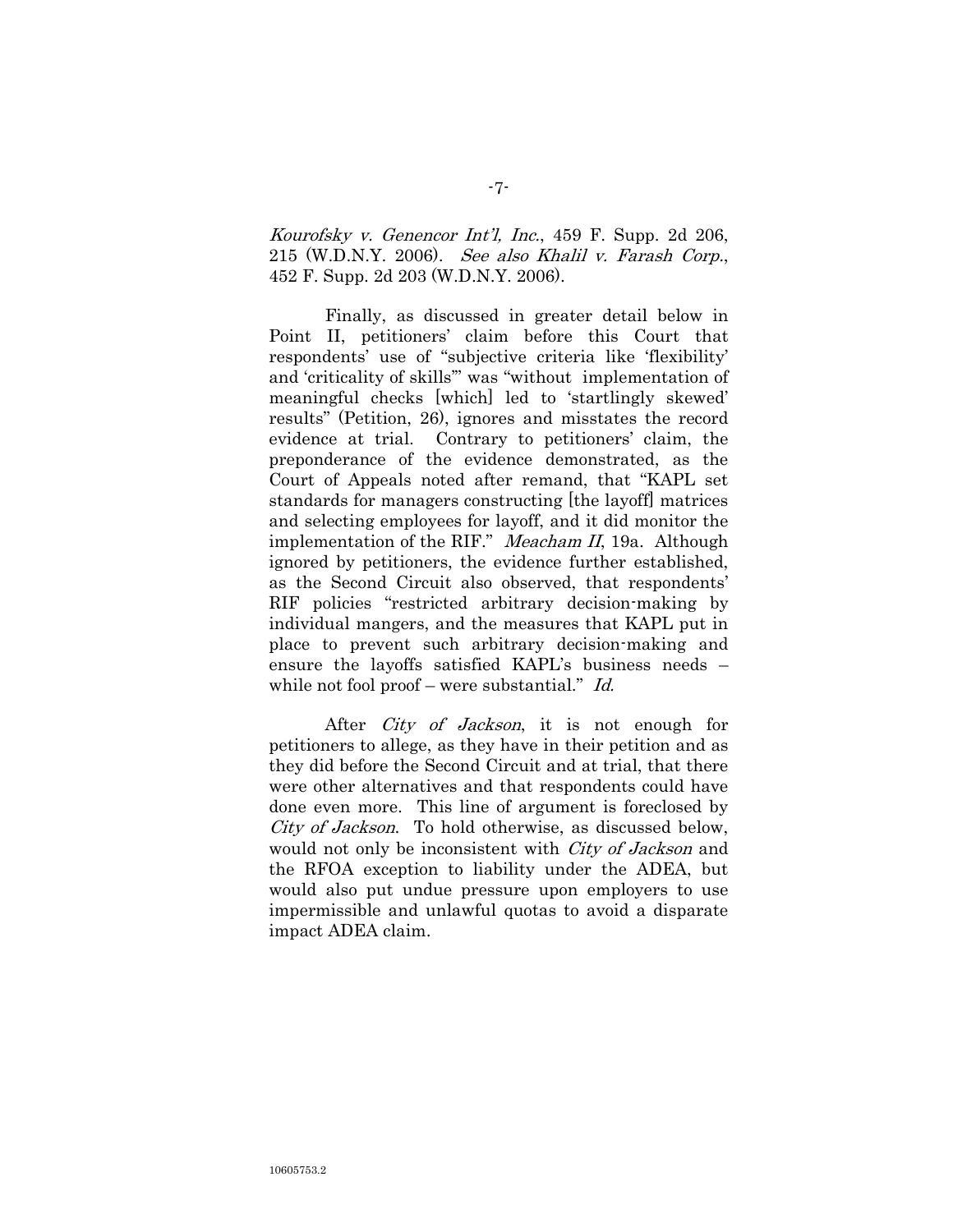*Kourofsky v. Genencor Int'l, Inc.*, 459 F. Supp. 2d 206, 215 (W.D.N.Y. 2006). *See also Khalil v. Farash Corp.*, 452 F. Supp. 2d 203 (W.D.N.Y. 2006).

Finally, as discussed in greater detail below in Point II, petitioners' claim before this Court that respondents' use of "subjective criteria like 'flexibility' and 'criticality of skills'" was "without implementation of meaningful checks [which] led to 'startlingly skewed' results" (Petition, 26), ignores and misstates the record evidence at trial. Contrary to petitioners' claim, the preponderance of the evidence demonstrated, as the Court of Appeals noted after remand, that "KAPL set standards for managers constructing [the layoff] matrices and selecting employees for layoff, and it did monitor the implementation of the RIF." *Meacham II*, 19a. Although ignored by petitioners, the evidence further established, as the Second Circuit also observed, that respondents' RIF policies "restricted arbitrary decision-making by individual mangers, and the measures that KAPL put in place to prevent such arbitrary decision-making and ensure the layoffs satisfied KAPL's business needs – while not fool proof – were substantial." *Id.*

After *City of Jackson*, it is not enough for petitioners to allege, as they have in their petition and as they did before the Second Circuit and at trial, that there were other alternatives and that respondents could have done even more. This line of argument is foreclosed by *City of Jackson*. To hold otherwise, as discussed below, would not only be inconsistent with *City of Jackson* and the RFOA exception to liability under the ADEA, but would also put undue pressure upon employers to use impermissible and unlawful quotas to avoid a disparate impact ADEA claim.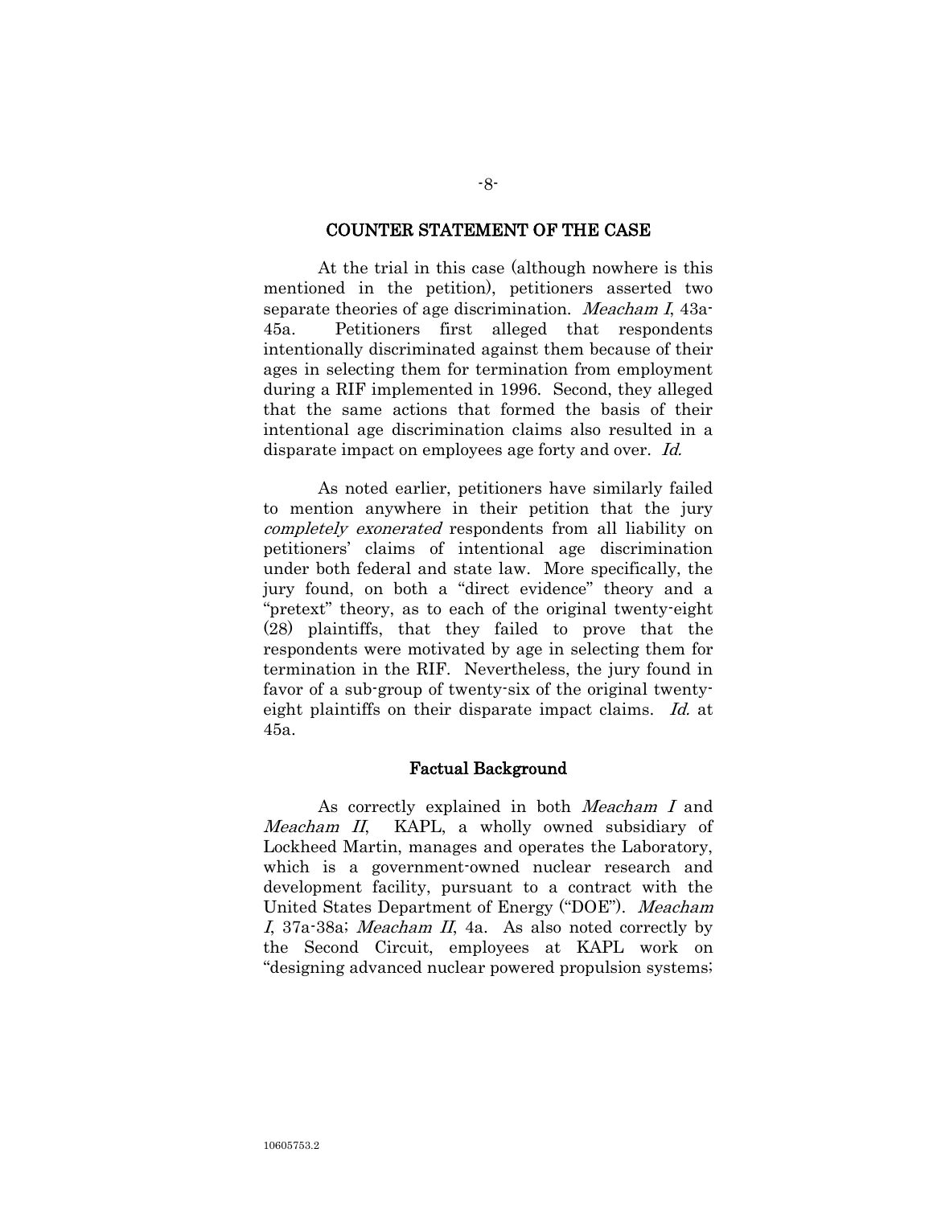## COUNTER STATEMENT OF THE CASE

At the trial in this case (although nowhere is this mentioned in the petition), petitioners asserted two separate theories of age discrimination. *Meacham I*, 43a-45a. Petitioners first alleged that respondents intentionally discriminated against them because of their ages in selecting them for termination from employment during a RIF implemented in 1996. Second, they alleged that the same actions that formed the basis of their intentional age discrimination claims also resulted in a disparate impact on employees age forty and over. *Id.*

As noted earlier, petitioners have similarly failed to mention anywhere in their petition that the jury *completely exonerated* respondents from all liability on petitioners' claims of intentional age discrimination under both federal and state law. More specifically, the jury found, on both a "direct evidence" theory and a "pretext" theory, as to each of the original twenty-eight (28) plaintiffs, that they failed to prove that the respondents were motivated by age in selecting them for termination in the RIF. Nevertheless, the jury found in favor of a sub-group of twenty-six of the original twenty-eight plaintiffs on their disparate impact claims. *Id.* at 45a.

### Factual Background

As correctly explained in both *Meacham I* and *Meacham II*, KAPL, a wholly owned subsidiary of Lockheed Martin, manages and operates the Laboratory, which is a government-owned nuclear research and development facility, pursuant to a contract with the United States Department of Energy ("DOE"). *Meacham I*, 37a-38a; *Meacham II*, 4a. As also noted correctly by the Second Circuit, employees at KAPL work on "designing advanced nuclear powered propulsion systems;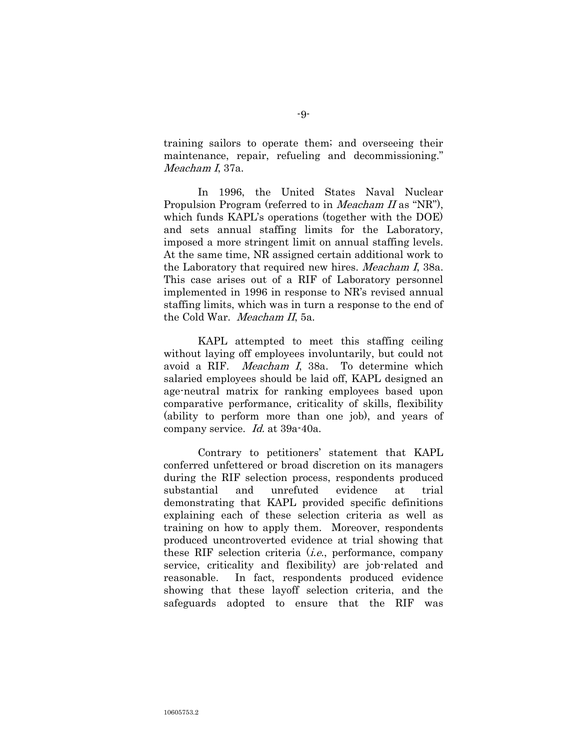training sailors to operate them; and overseeing their maintenance, repair, refueling and decommissioning." *Meacham I*, 37a.

In 1996, the United States Naval Nuclear Propulsion Program (referred to in *Meacham II* as "NR"), which funds KAPL's operations (together with the DOE) and sets annual staffing limits for the Laboratory, imposed a more stringent limit on annual staffing levels. At the same time, NR assigned certain additional work to the Laboratory that required new hires. *Meacham I*, 38a. This case arises out of a RIF of Laboratory personnel implemented in 1996 in response to NR's revised annual staffing limits, which was in turn a response to the end of the Cold War. *Meacham II*, 5a.

KAPL attempted to meet this staffing ceiling without laying off employees involuntarily, but could not avoid a RIF. *Meacham I*, 38a. To determine which salaried employees should be laid off, KAPL designed an age-neutral matrix for ranking employees based upon comparative performance, criticality of skills, flexibility (ability to perform more than one job), and years of company service. *Id.* at 39a-40a.

Contrary to petitioners' statement that KAPL conferred unfettered or broad discretion on its managers during the RIF selection process, respondents produced substantial and unrefuted evidence at trial demonstrating that KAPL provided specific definitions explaining each of these selection criteria as well as training on how to apply them. Moreover, respondents produced uncontroverted evidence at trial showing that these RIF selection criteria (*i.e.*, performance, company service, criticality and flexibility) are job-related and reasonable. In fact, respondents produced evidence showing that these layoff selection criteria, and the safeguards adopted to ensure that the RIF was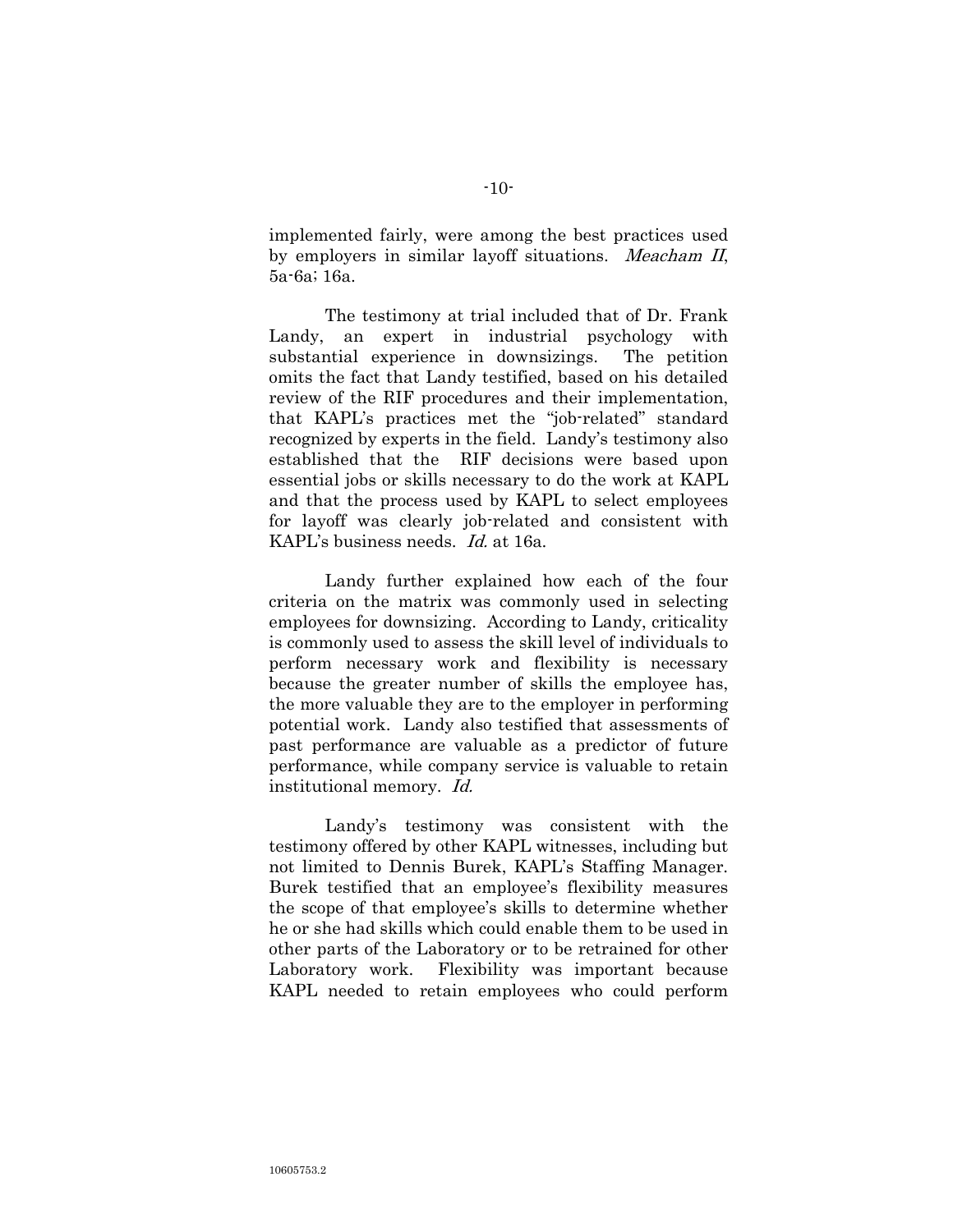implemented fairly, were among the best practices used by employers in similar layoff situations. *Meacham II*, 5a-6a; 16a.

The testimony at trial included that of Dr. Frank Landy, an expert in industrial psychology with substantial experience in downsizings. The petition omits the fact that Landy testified, based on his detailed review of the RIF procedures and their implementation, that KAPL's practices met the "job-related" standard recognized by experts in the field. Landy's testimony also established that the RIF decisions were based upon essential jobs or skills necessary to do the work at KAPL and that the process used by KAPL to select employees for layoff was clearly job-related and consistent with KAPL's business needs. *Id.* at 16a.

Landy further explained how each of the four criteria on the matrix was commonly used in selecting employees for downsizing. According to Landy, criticality is commonly used to assess the skill level of individuals to perform necessary work and flexibility is necessary because the greater number of skills the employee has, the more valuable they are to the employer in performing potential work. Landy also testified that assessments of past performance are valuable as a predictor of future performance, while company service is valuable to retain institutional memory. *Id.*

Landy's testimony was consistent with the testimony offered by other KAPL witnesses, including but not limited to Dennis Burek, KAPL's Staffing Manager. Burek testified that an employee's flexibility measures the scope of that employee's skills to determine whether he or she had skills which could enable them to be used in other parts of the Laboratory or to be retrained for other Laboratory work. Flexibility was important because KAPL needed to retain employees who could perform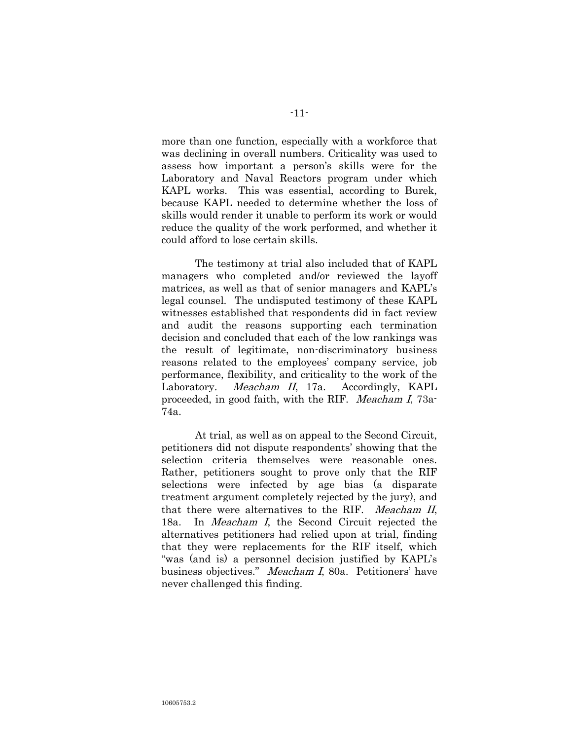more than one function, especially with a workforce that was declining in overall numbers. Criticality was used to assess how important a person's skills were for the Laboratory and Naval Reactors program under which KAPL works. This was essential, according to Burek, because KAPL needed to determine whether the loss of skills would render it unable to perform its work or would reduce the quality of the work performed, and whether it could afford to lose certain skills.

The testimony at trial also included that of KAPL managers who completed and/or reviewed the layoff matrices, as well as that of senior managers and KAPL's legal counsel. The undisputed testimony of these KAPL witnesses established that respondents did in fact review and audit the reasons supporting each termination decision and concluded that each of the low rankings was the result of legitimate, non-discriminatory business reasons related to the employees' company service, job performance, flexibility, and criticality to the work of the Laboratory. *Meacham II*, 17a. Accordingly, KAPL proceeded, in good faith, with the RIF. *Meacham I*, 73a-74a.

At trial, as well as on appeal to the Second Circuit, petitioners did not dispute respondents' showing that the selection criteria themselves were reasonable ones. Rather, petitioners sought to prove only that the RIF selections were infected by age bias (a disparate treatment argument completely rejected by the jury), and that there were alternatives to the RIF. *Meacham II*, 18a. In *Meacham I*, the Second Circuit rejected the alternatives petitioners had relied upon at trial, finding that they were replacements for the RIF itself, which "was (and is) a personnel decision justified by KAPL's business objectives." *Meacham I*, 80a. Petitioners' have never challenged this finding.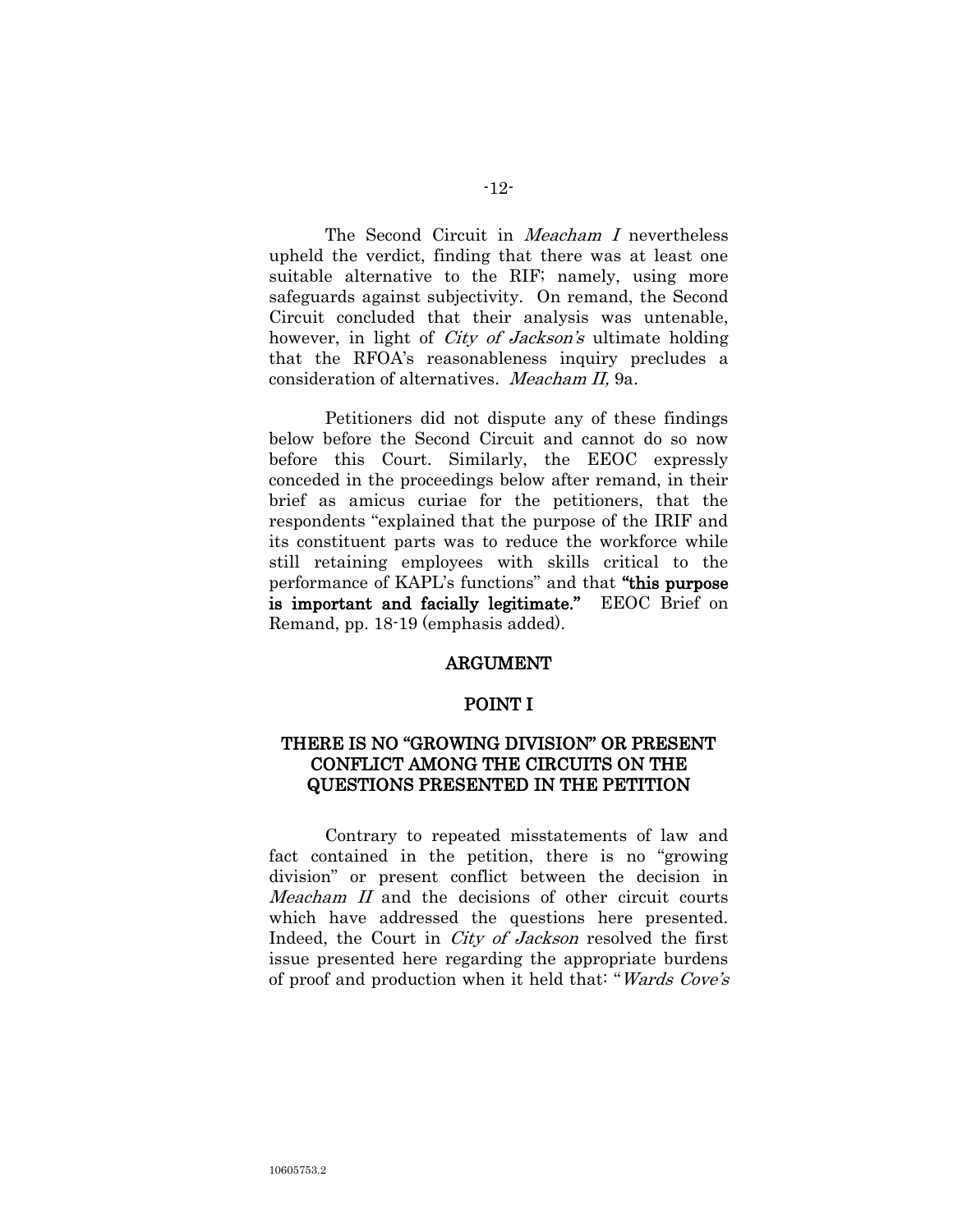The Second Circuit in *Meacham I* nevertheless upheld the verdict, finding that there was at least one suitable alternative to the RIF; namely, using more safeguards against subjectivity. On remand, the Second Circuit concluded that their analysis was untenable, however, in light of *City of Jackson's* ultimate holding that the RFOA's reasonableness inquiry precludes a consideration of alternatives. *Meacham II,* 9a.

Petitioners did not dispute any of these findings below before the Second Circuit and cannot do so now before this Court. Similarly, the EEOC expressly conceded in the proceedings below after remand, in their brief as amicus curiae for the petitioners, that the respondents "explained that the purpose of the IRIF and its constituent parts was to reduce the workforce while still retaining employees with skills critical to the performance of KAPL's functions" and that **"this purpose is important and facially legitimate."** EEOC Brief on Remand, pp. 18-19 (emphasis added).

## ARGUMENT

## POINT I

## THERE IS NO "GROWING DIVISION" OR PRESENT CONFLICT AMONG THE CIRCUITS ON THE QUESTIONS PRESENTED IN THE PETITION

Contrary to repeated misstatements of law and fact contained in the petition, there is no "growing division" or present conflict between the decision in *Meacham II* and the decisions of other circuit courts which have addressed the questions here presented. Indeed, the Court in *City of Jackson* resolved the first issue presented here regarding the appropriate burdens of proof and production when it held that: "*Wards Cove's*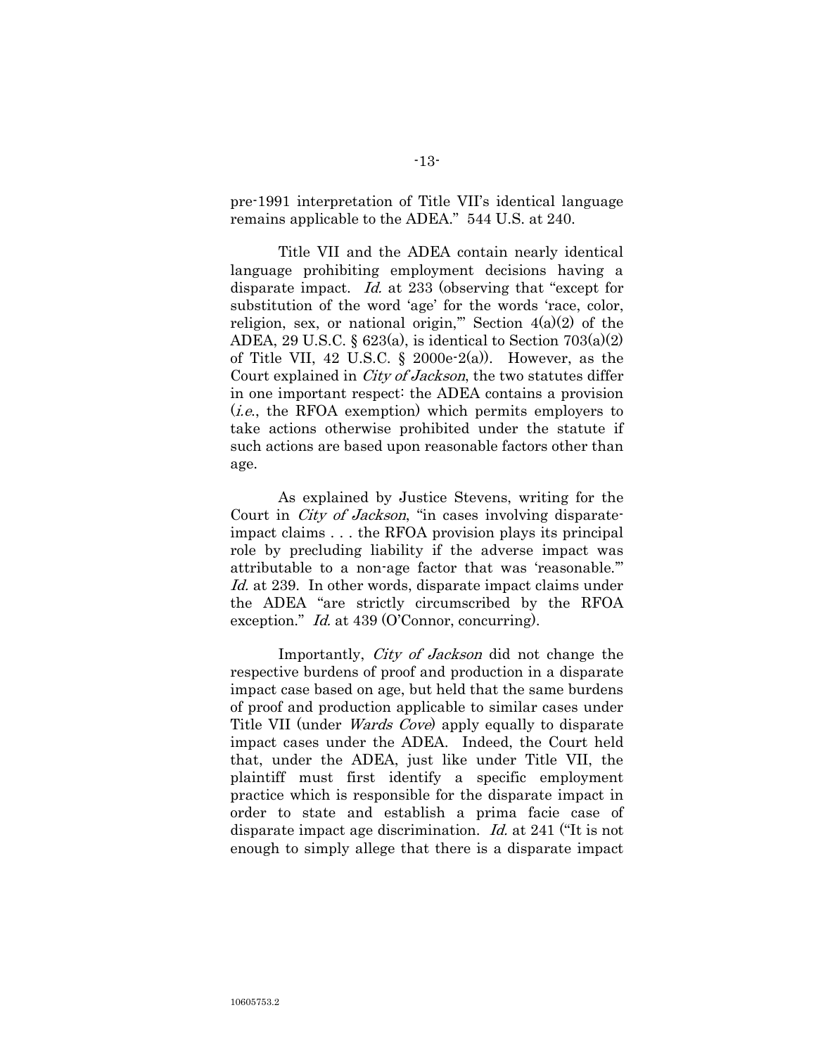pre-1991 interpretation of Title VII's identical language remains applicable to the ADEA." 544 U.S. at 240.

Title VII and the ADEA contain nearly identical language prohibiting employment decisions having a disparate impact. *Id.* at 233 (observing that "except for substitution of the word 'age' for the words 'race, color, religion, sex, or national origin,'" Section 4(a)(2) of the ADEA, 29 U.S.C. § 623(a), is identical to Section 703(a)(2) of Title VII, 42 U.S.C. § 2000e-2(a)). However, as the Court explained in *City of Jackson*, the two statutes differ in one important respect: the ADEA contains a provision (*i.e.*, the RFOA exemption) which permits employers to take actions otherwise prohibited under the statute if such actions are based upon reasonable factors other than age.

As explained by Justice Stevens, writing for the Court in *City of Jackson*, "in cases involving disparate-impact claims . . . the RFOA provision plays its principal role by precluding liability if the adverse impact was attributable to a non-age factor that was 'reasonable.'" *Id.* at 239. In other words, disparate impact claims under the ADEA "are strictly circumscribed by the RFOA exception." *Id.* at 439 (O'Connor, concurring).

Importantly, *City of Jackson* did not change the respective burdens of proof and production in a disparate impact case based on age, but held that the same burdens of proof and production applicable to similar cases under Title VII (under *Wards Cove*) apply equally to disparate impact cases under the ADEA. Indeed, the Court held that, under the ADEA, just like under Title VII, the plaintiff must first identify a specific employment practice which is responsible for the disparate impact in order to state and establish a prima facie case of disparate impact age discrimination. *Id.* at 241 ("It is not enough to simply allege that there is a disparate impact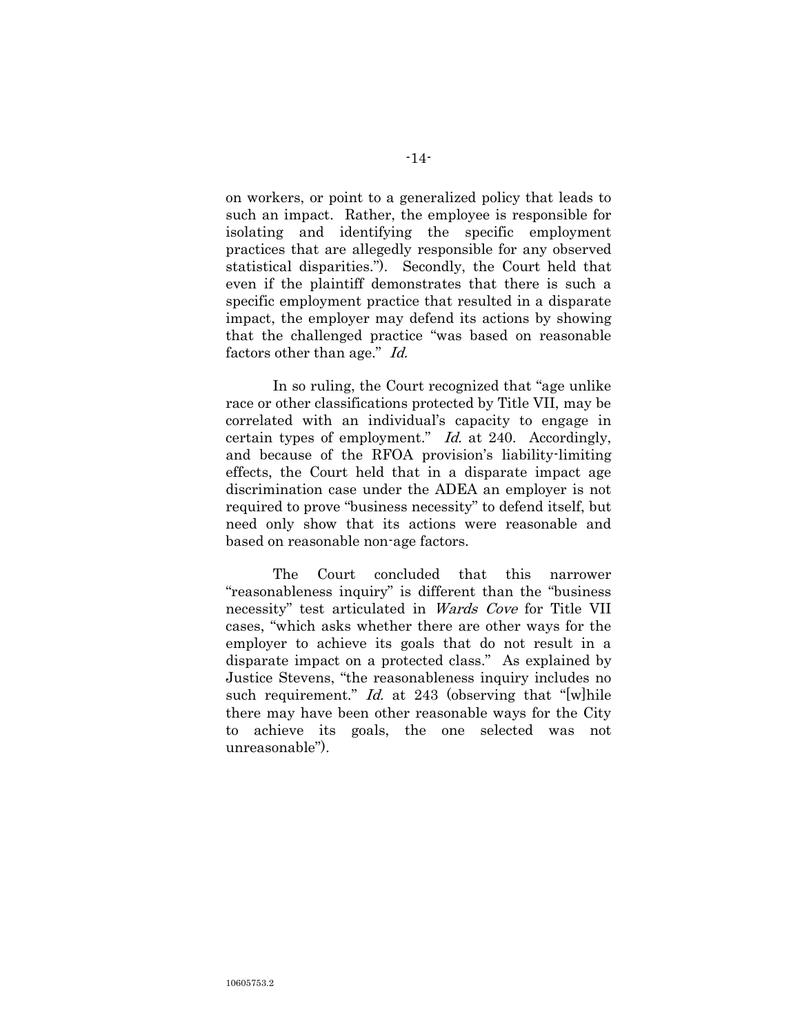on workers, or point to a generalized policy that leads to such an impact. Rather, the employee is responsible for isolating and identifying the specific employment practices that are allegedly responsible for any observed statistical disparities."). Secondly, the Court held that even if the plaintiff demonstrates that there is such a specific employment practice that resulted in a disparate impact, the employer may defend its actions by showing that the challenged practice "was based on reasonable factors other than age." *Id.*

In so ruling, the Court recognized that "age unlike race or other classifications protected by Title VII, may be correlated with an individual's capacity to engage in certain types of employment." *Id.* at 240. Accordingly, and because of the RFOA provision's liability-limiting effects, the Court held that in a disparate impact age discrimination case under the ADEA an employer is not required to prove "business necessity" to defend itself, but need only show that its actions were reasonable and based on reasonable non-age factors.

The Court concluded that this narrower "reasonableness inquiry" is different than the "business necessity" test articulated in *Wards Cove* for Title VII cases, "which asks whether there are other ways for the employer to achieve its goals that do not result in a disparate impact on a protected class." As explained by Justice Stevens, "the reasonableness inquiry includes no such requirement." *Id.* at 243 (observing that "[w]hile there may have been other reasonable ways for the City to achieve its goals, the one selected was not unreasonable").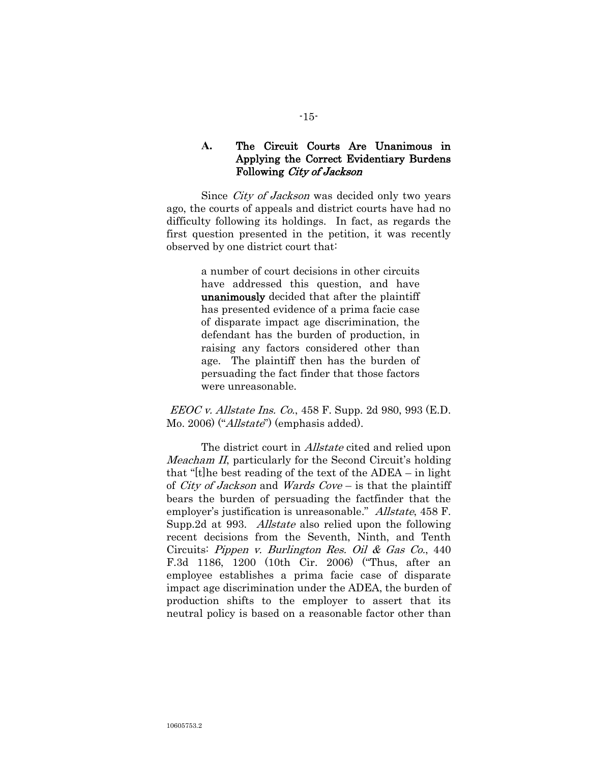### A. The Circuit Courts Are Unanimous in Applying the Correct Evidentiary Burdens Following *City of Jackson*

Since *City of Jackson* was decided only two years ago, the courts of appeals and district courts have had no difficulty following its holdings. In fact, as regards the first question presented in the petition, it was recently observed by one district court that:

> a number of court decisions in other circuits have addressed this question, and have **unanimously** decided that after the plaintiff has presented evidence of a prima facie case of disparate impact age discrimination, the defendant has the burden of production, in raising any factors considered other than age. The plaintiff then has the burden of persuading the fact finder that those factors were unreasonable.

*EEOC v. Allstate Ins. Co.*, 458 F. Supp. 2d 980, 993 (E.D. Mo. 2006) ("*Allstate*") (emphasis added).

The district court in *Allstate* cited and relied upon *Meacham II*, particularly for the Second Circuit's holding that "[t]he best reading of the text of the ADEA – in light of *City of Jackson* and *Wards Cove* – is that the plaintiff bears the burden of persuading the factfinder that the employer's justification is unreasonable." *Allstate*, 458 F. Supp.2d at 993. *Allstate* also relied upon the following recent decisions from the Seventh, Ninth, and Tenth Circuits: *Pippen v. Burlington Res. Oil & Gas Co.*, 440 F.3d 1186, 1200 (10th Cir. 2006) ("Thus, after an employee establishes a prima facie case of disparate impact age discrimination under the ADEA, the burden of production shifts to the employer to assert that its neutral policy is based on a reasonable factor other than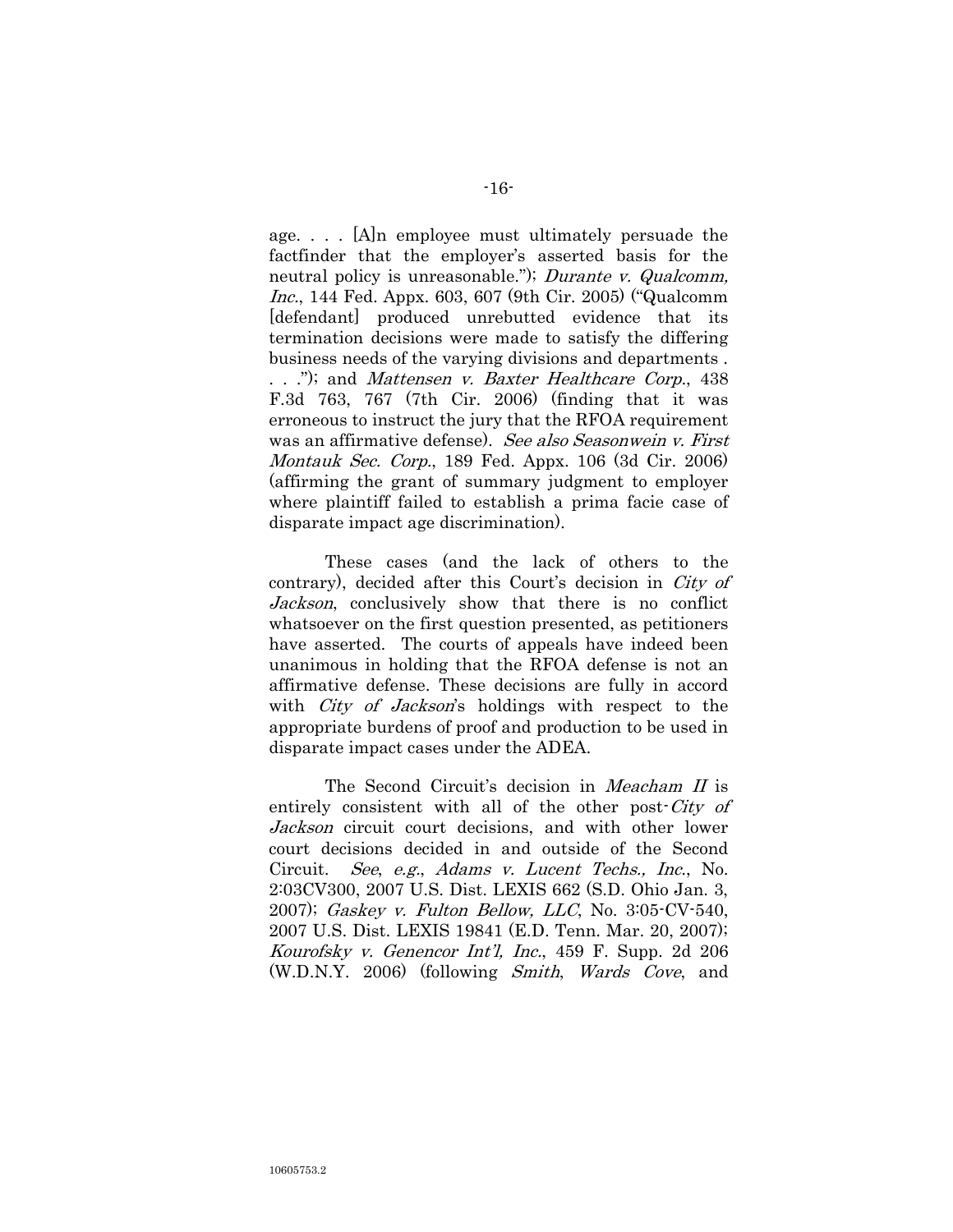age. . . . [A]n employee must ultimately persuade the factfinder that the employer's asserted basis for the neutral policy is unreasonable."); *Durante v. Qualcomm, Inc.*, 144 Fed. Appx. 603, 607 (9th Cir. 2005) ("Qualcomm [defendant] produced unrebutted evidence that its termination decisions were made to satisfy the differing business needs of the varying divisions and departments . . . ."); and *Mattensen v. Baxter Healthcare Corp.*, 438 F.3d 763, 767 (7th Cir. 2006) (finding that it was erroneous to instruct the jury that the RFOA requirement was an affirmative defense). *See also Seasonwein v. First Montauk Sec. Corp.*, 189 Fed. Appx. 106 (3d Cir. 2006) (affirming the grant of summary judgment to employer where plaintiff failed to establish a prima facie case of disparate impact age discrimination).

These cases (and the lack of others to the contrary), decided after this Court's decision in *City of Jackson*, conclusively show that there is no conflict whatsoever on the first question presented, as petitioners have asserted. The courts of appeals have indeed been unanimous in holding that the RFOA defense is not an affirmative defense. These decisions are fully in accord with *City of Jackson*'s holdings with respect to the appropriate burdens of proof and production to be used in disparate impact cases under the ADEA.

The Second Circuit's decision in *Meacham II* is entirely consistent with all of the other post-*City of Jackson* circuit court decisions, and with other lower court decisions decided in and outside of the Second Circuit. *See*, *e.g.*, *Adams v. Lucent Techs., Inc.*, No. 2:03CV300, 2007 U.S. Dist. LEXIS 662 (S.D. Ohio Jan. 3, 2007); *Gaskey v. Fulton Bellow, LLC*, No. 3:05-CV-540, 2007 U.S. Dist. LEXIS 19841 (E.D. Tenn. Mar. 20, 2007); *Kourofsky v. Genencor Int'l, Inc.*, 459 F. Supp. 2d 206 (W.D.N.Y. 2006) (following *Smith*, *Wards Cove*, and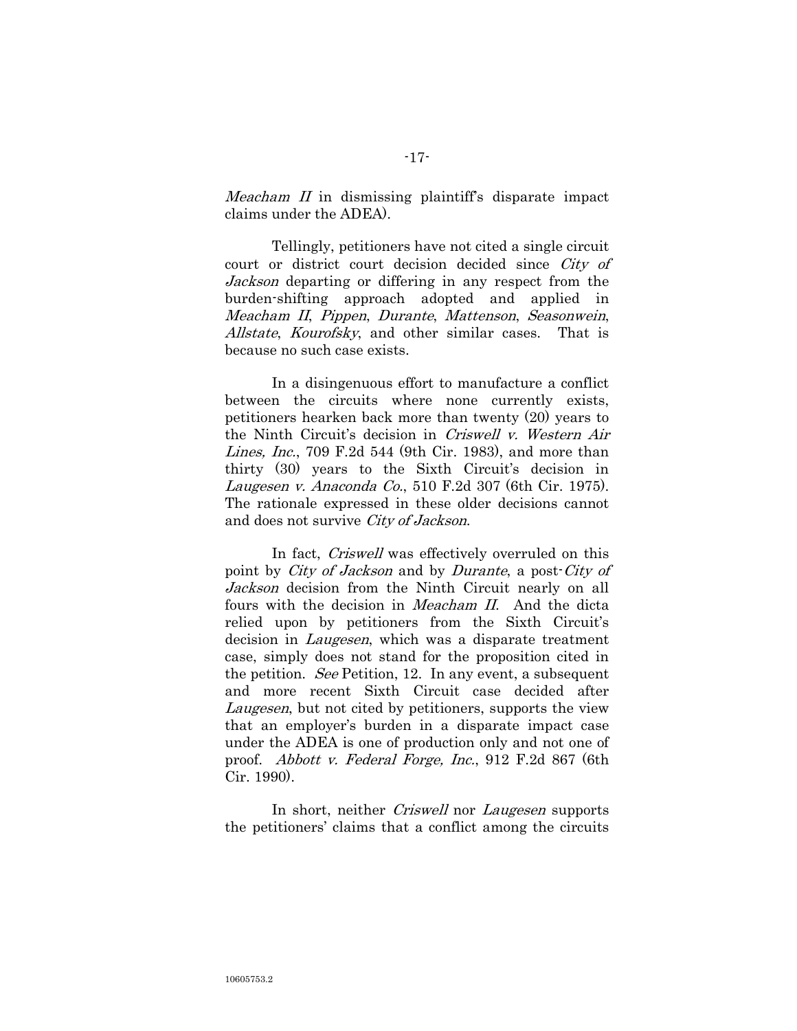*Meacham II* in dismissing plaintiff's disparate impact claims under the ADEA).

Tellingly, petitioners have not cited a single circuit court or district court decision decided since *City of Jackson* departing or differing in any respect from the burden-shifting approach adopted and applied in *Meacham II*, *Pippen*, *Durante*, *Mattenson*, *Seasonwein*, *Allstate*, *Kourofsky*, and other similar cases. That is because no such case exists.

In a disingenuous effort to manufacture a conflict between the circuits where none currently exists, petitioners hearken back more than twenty (20) years to the Ninth Circuit's decision in *Criswell v. Western Air Lines, Inc.*, 709 F.2d 544 (9th Cir. 1983), and more than thirty (30) years to the Sixth Circuit's decision in *Laugesen v. Anaconda Co.*, 510 F.2d 307 (6th Cir. 1975). The rationale expressed in these older decisions cannot and does not survive *City of Jackson*.

In fact, *Criswell* was effectively overruled on this point by *City of Jackson* and by *Durante*, a post-*City of Jackson* decision from the Ninth Circuit nearly on all fours with the decision in *Meacham II*. And the dicta relied upon by petitioners from the Sixth Circuit's decision in *Laugesen*, which was a disparate treatment case, simply does not stand for the proposition cited in the petition. *See* Petition, 12. In any event, a subsequent and more recent Sixth Circuit case decided after *Laugesen*, but not cited by petitioners, supports the view that an employer's burden in a disparate impact case under the ADEA is one of production only and not one of proof. *Abbott v. Federal Forge, Inc.*, 912 F.2d 867 (6th Cir. 1990).

In short, neither *Criswell* nor *Laugesen* supports the petitioners' claims that a conflict among the circuits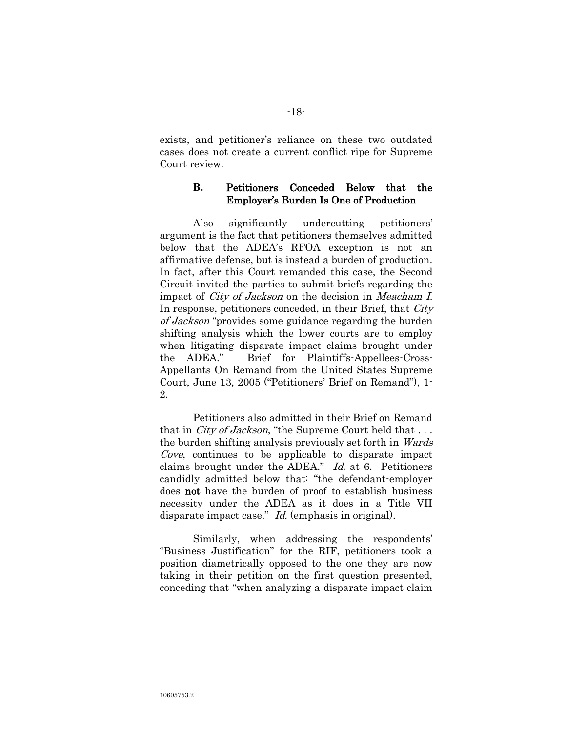exists, and petitioner's reliance on these two outdated cases does not create a current conflict ripe for Supreme Court review.

### B. Petitioners Conceded Below that the Employer's Burden Is One of Production

Also significantly undercutting petitioners' argument is the fact that petitioners themselves admitted below that the ADEA's RFOA exception is not an affirmative defense, but is instead a burden of production. In fact, after this Court remanded this case, the Second Circuit invited the parties to submit briefs regarding the impact of *City of Jackson* on the decision in *Meacham I*. In response, petitioners conceded, in their Brief, that *City of Jackson* "provides some guidance regarding the burden shifting analysis which the lower courts are to employ when litigating disparate impact claims brought under the ADEA." Brief for Plaintiffs-Appellees-Cross-Appellants On Remand from the United States Supreme Court, June 13, 2005 ("Petitioners' Brief on Remand"), 1-2.

Petitioners also admitted in their Brief on Remand that in *City of Jackson*, "the Supreme Court held that . . . the burden shifting analysis previously set forth in *Wards Cove*, continues to be applicable to disparate impact claims brought under the ADEA." *Id.* at 6. Petitioners candidly admitted below that: "the defendant-employer does **not** have the burden of proof to establish business necessity under the ADEA as it does in a Title VII disparate impact case." *Id.* (emphasis in original).

Similarly, when addressing the respondents' "Business Justification" for the RIF, petitioners took a position diametrically opposed to the one they are now taking in their petition on the first question presented, conceding that "when analyzing a disparate impact claim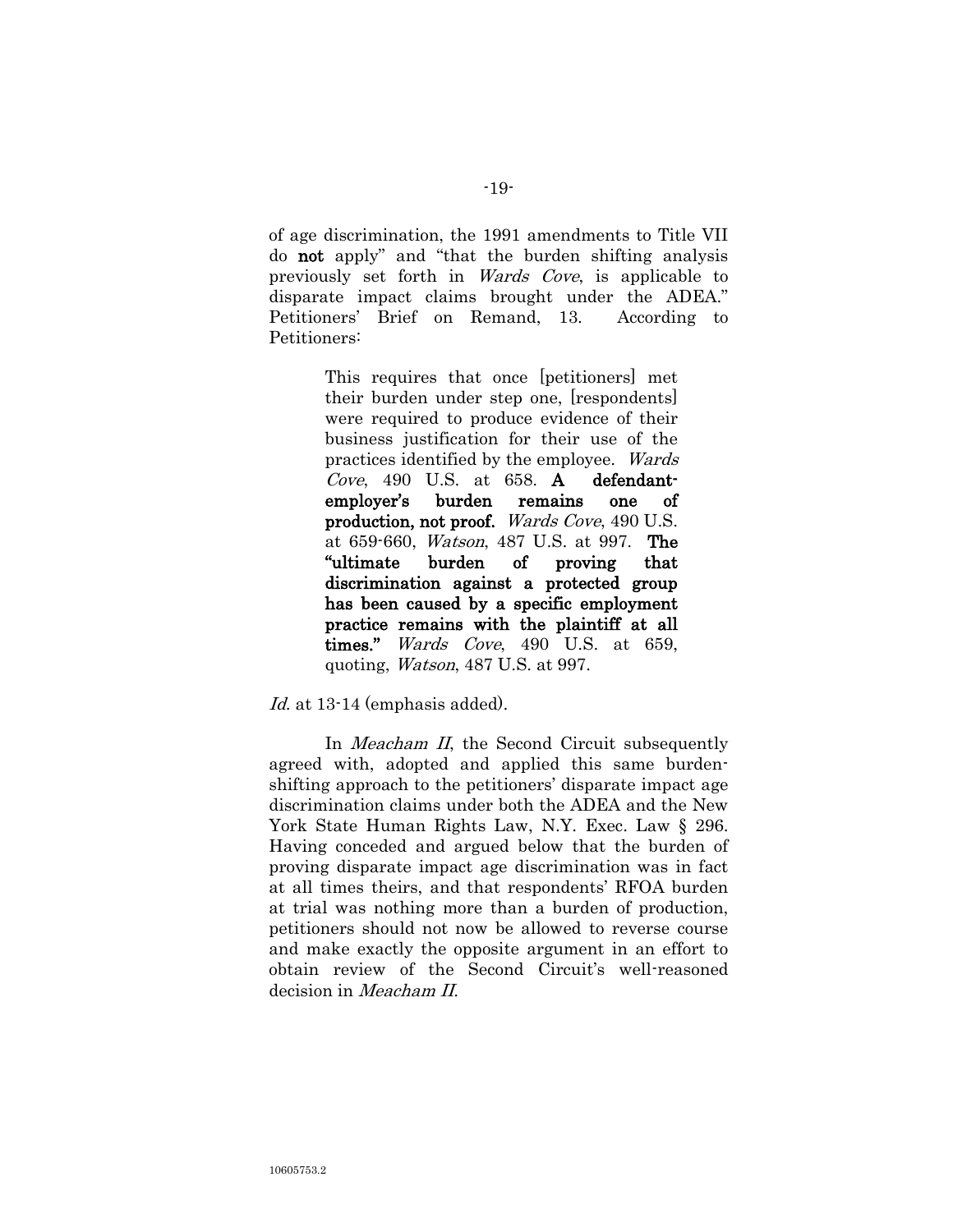of age discrimination, the 1991 amendments to Title VII do **not** apply" and "that the burden shifting analysis previously set forth in *Wards Cove*, is applicable to disparate impact claims brought under the ADEA." Petitioners' Brief on Remand, 13. According to Petitioners:

> This requires that once [petitioners] met their burden under step one, [respondents] were required to produce evidence of their business justification for their use of the practices identified by the employee. *Wards Cove*, 490 U.S. at 658. **A defendant-employer's burden remains one of production, not proof.** *Wards Cove*, 490 U.S. at 659-660, *Watson*, 487 U.S. at 997. **The "ultimate burden of proving that discrimination against a protected group has been caused by a specific employment practice remains with the plaintiff at all times."** *Wards Cove*, 490 U.S. at 659, quoting, *Watson*, 487 U.S. at 997.

*Id.* at 13-14 (emphasis added).

In *Meacham II*, the Second Circuit subsequently agreed with, adopted and applied this same burden-shifting approach to the petitioners' disparate impact age discrimination claims under both the ADEA and the New York State Human Rights Law, N.Y. Exec. Law § 296. Having conceded and argued below that the burden of proving disparate impact age discrimination was in fact at all times theirs, and that respondents' RFOA burden at trial was nothing more than a burden of production, petitioners should not now be allowed to reverse course and make exactly the opposite argument in an effort to obtain review of the Second Circuit's well-reasoned decision in *Meacham II*.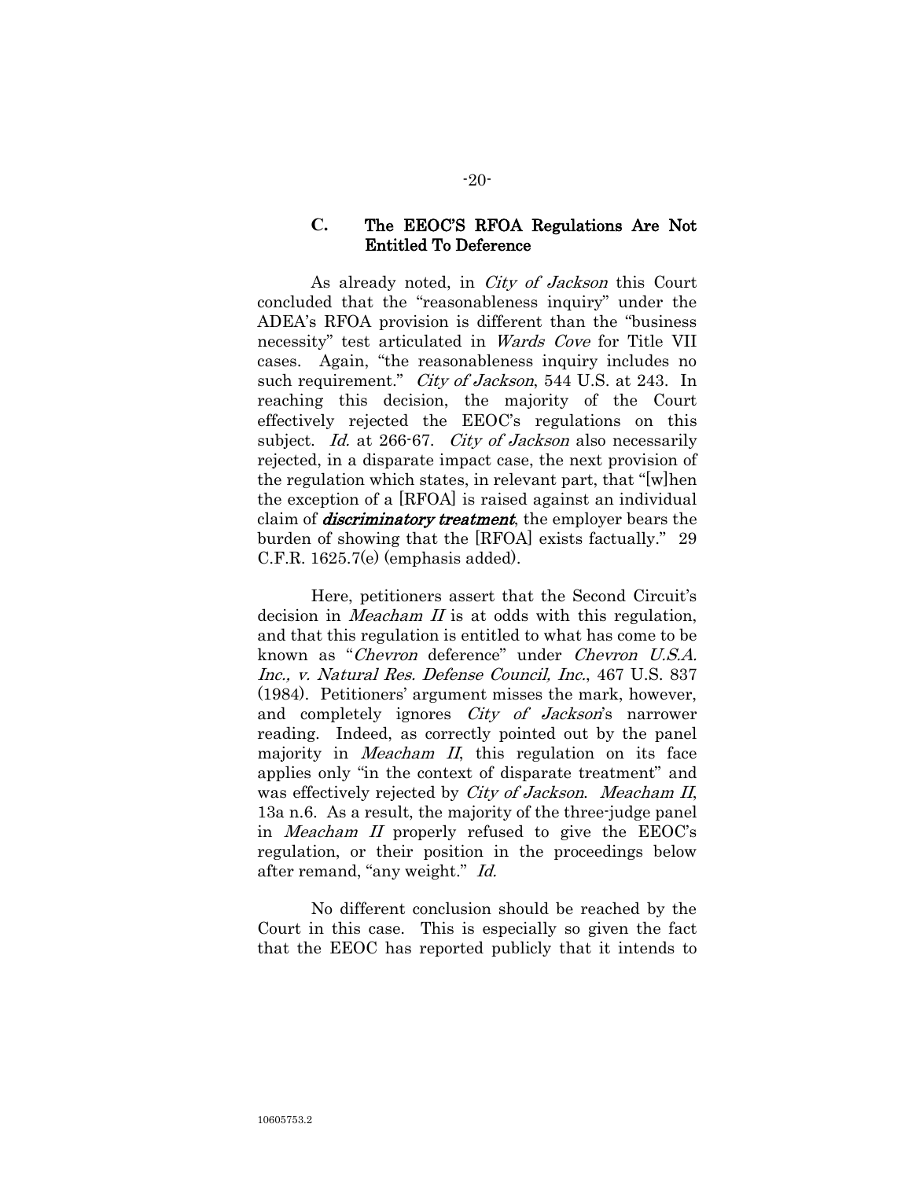### C. The EEOC'S RFOA Regulations Are Not Entitled To Deference

As already noted, in *City of Jackson* this Court concluded that the "reasonableness inquiry" under the ADEA's RFOA provision is different than the "business necessity" test articulated in *Wards Cove* for Title VII cases. Again, "the reasonableness inquiry includes no such requirement." *City of Jackson*, 544 U.S. at 243. In reaching this decision, the majority of the Court effectively rejected the EEOC's regulations on this subject. *Id.* at 266-67. *City of Jackson* also necessarily rejected, in a disparate impact case, the next provision of the regulation which states, in relevant part, that "[w]hen the exception of a [RFOA] is raised against an individual claim of ***discriminatory treatment***, the employer bears the burden of showing that the [RFOA] exists factually." 29 C.F.R. 1625.7(e) (emphasis added).

Here, petitioners assert that the Second Circuit's decision in *Meacham II* is at odds with this regulation, and that this regulation is entitled to what has come to be known as "*Chevron* deference" under *Chevron U.S.A. Inc., v. Natural Res. Defense Council, Inc.*, 467 U.S. 837 (1984). Petitioners' argument misses the mark, however, and completely ignores *City of Jackson*'s narrower reading. Indeed, as correctly pointed out by the panel majority in *Meacham II*, this regulation on its face applies only "in the context of disparate treatment" and was effectively rejected by *City of Jackson*. *Meacham II*, 13a n.6. As a result, the majority of the three-judge panel in *Meacham II* properly refused to give the EEOC's regulation, or their position in the proceedings below after remand, "any weight." *Id.*

No different conclusion should be reached by the Court in this case. This is especially so given the fact that the EEOC has reported publicly that it intends to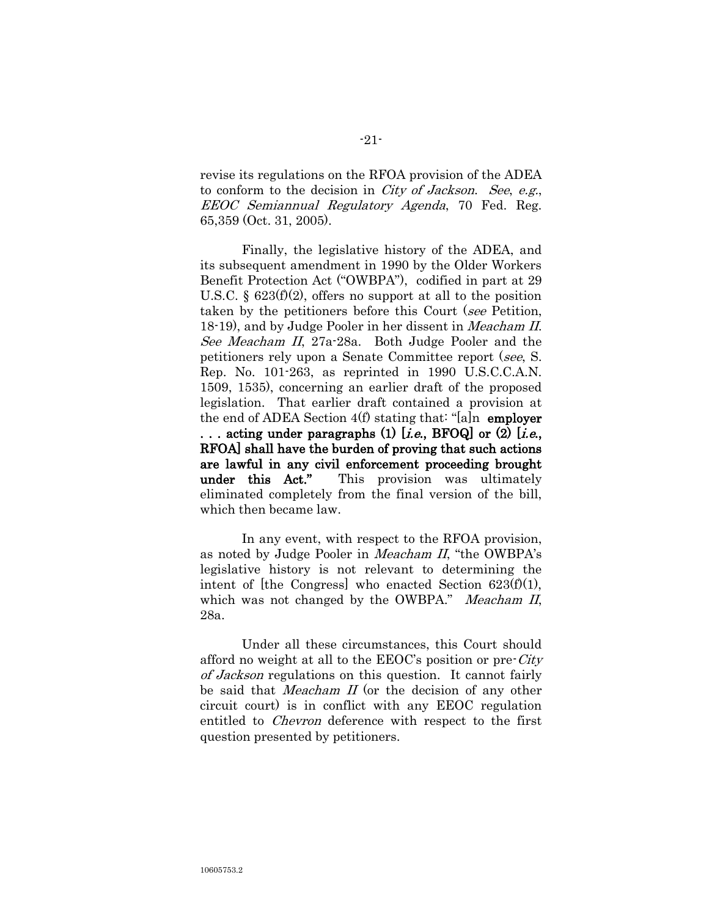revise its regulations on the RFOA provision of the ADEA to conform to the decision in *City of Jackson*. *See*, *e.g.*, *EEOC Semiannual Regulatory Agenda*, 70 Fed. Reg. 65,359 (Oct. 31, 2005).

Finally, the legislative history of the ADEA, and its subsequent amendment in 1990 by the Older Workers Benefit Protection Act ("OWBPA"), codified in part at 29 U.S.C. § 623(f)(2), offers no support at all to the position taken by the petitioners before this Court (*see* Petition, 18-19), and by Judge Pooler in her dissent in *Meacham II*. *See Meacham II*, 27a-28a. Both Judge Pooler and the petitioners rely upon a Senate Committee report (*see*, S. Rep. No. 101-263, as reprinted in 1990 U.S.C.C.A.N. 1509, 1535), concerning an earlier draft of the proposed legislation. That earlier draft contained a provision at the end of ADEA Section 4(f) stating that: "[a]n **employer . . . acting under paragraphs (1) [*i.e.*, BFOQ] or (2) [*i.e.*, RFOA] shall have the burden of proving that such actions are lawful in any civil enforcement proceeding brought under this Act."** This provision was ultimately eliminated completely from the final version of the bill, which then became law.

In any event, with respect to the RFOA provision, as noted by Judge Pooler in *Meacham II*, "the OWBPA's legislative history is not relevant to determining the intent of [the Congress] who enacted Section 623(f)(1), which was not changed by the OWBPA." *Meacham II*, 28a.

Under all these circumstances, this Court should afford no weight at all to the EEOC's position or pre-*City of Jackson* regulations on this question. It cannot fairly be said that *Meacham II* (or the decision of any other circuit court) is in conflict with any EEOC regulation entitled to *Chevron* deference with respect to the first question presented by petitioners.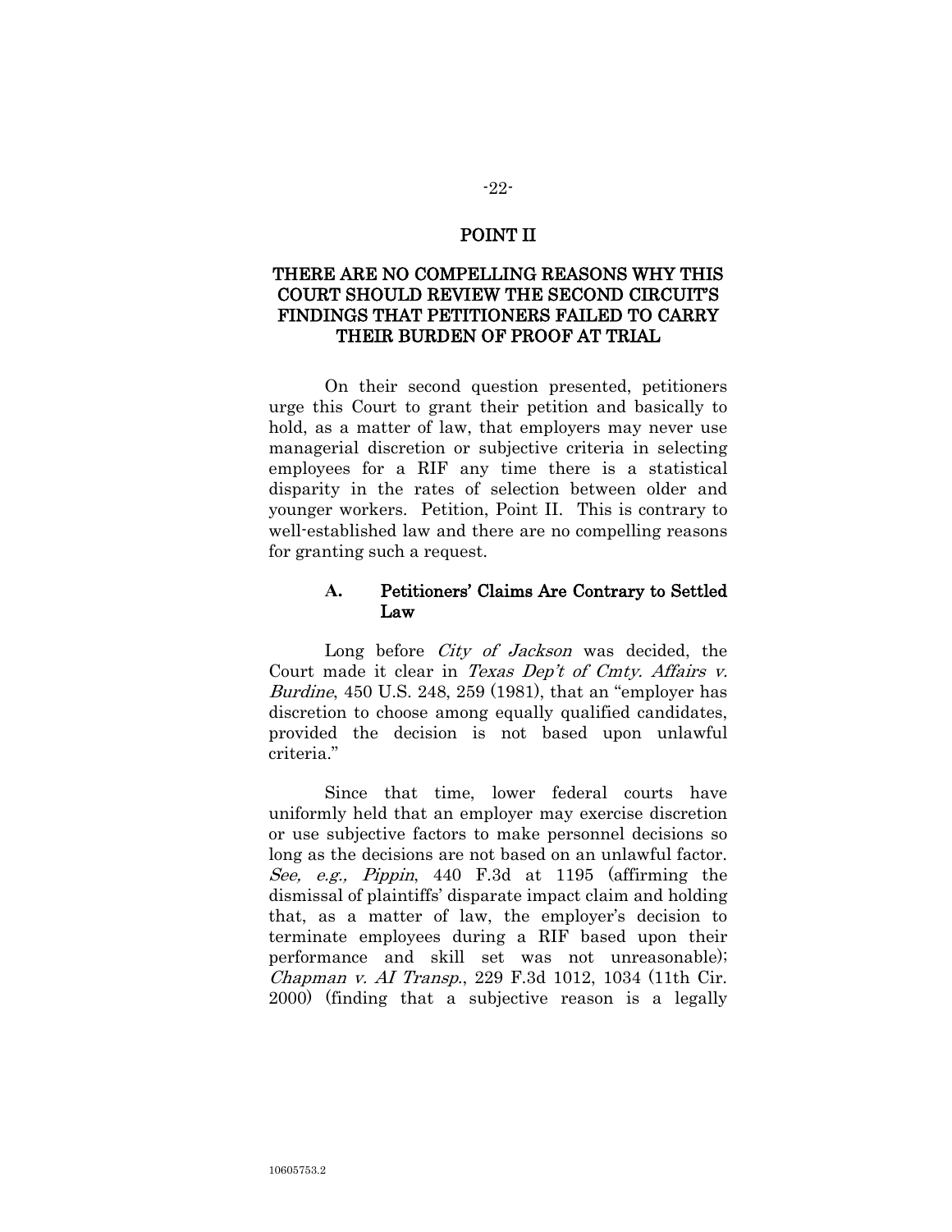## POINT II

## THERE ARE NO COMPELLING REASONS WHY THIS COURT SHOULD REVIEW THE SECOND CIRCUIT'S FINDINGS THAT PETITIONERS FAILED TO CARRY THEIR BURDEN OF PROOF AT TRIAL

On their second question presented, petitioners urge this Court to grant their petition and basically to hold, as a matter of law, that employers may never use managerial discretion or subjective criteria in selecting employees for a RIF any time there is a statistical disparity in the rates of selection between older and younger workers. Petition, Point II. This is contrary to well-established law and there are no compelling reasons for granting such a request.

### A. Petitioners' Claims Are Contrary to Settled Law

Long before *City of Jackson* was decided, the Court made it clear in *Texas Dep't of Cmty. Affairs v. Burdine*, 450 U.S. 248, 259 (1981), that an "employer has discretion to choose among equally qualified candidates, provided the decision is not based upon unlawful criteria."

Since that time, lower federal courts have uniformly held that an employer may exercise discretion or use subjective factors to make personnel decisions so long as the decisions are not based on an unlawful factor. *See, e.g., Pippin*, 440 F.3d at 1195 (affirming the dismissal of plaintiffs' disparate impact claim and holding that, as a matter of law, the employer's decision to terminate employees during a RIF based upon their performance and skill set was not unreasonable); *Chapman v. AI Transp.*, 229 F.3d 1012, 1034 (11th Cir. 2000) (finding that a subjective reason is a legally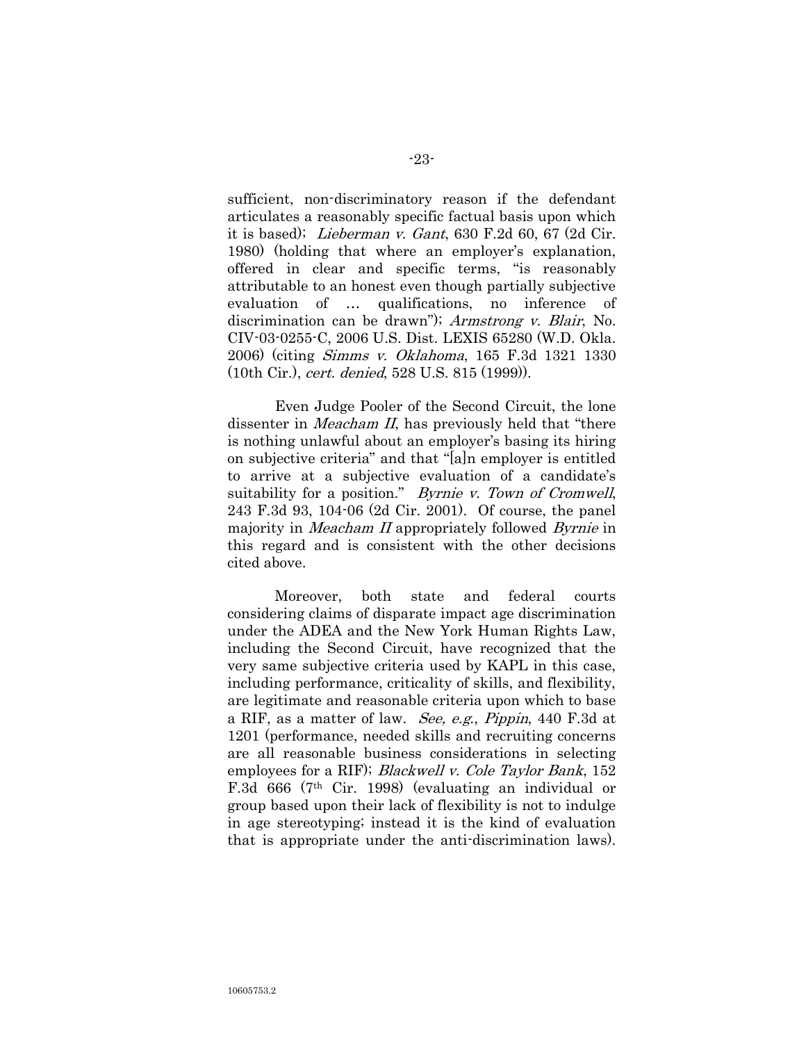sufficient, non-discriminatory reason if the defendant articulates a reasonably specific factual basis upon which it is based); *Lieberman v. Gant*, 630 F.2d 60, 67 (2d Cir. 1980) (holding that where an employer's explanation, offered in clear and specific terms, "is reasonably attributable to an honest even though partially subjective evaluation of … qualifications, no inference of discrimination can be drawn"); *Armstrong v. Blair*, No. CIV-03-0255-C, 2006 U.S. Dist. LEXIS 65280 (W.D. Okla. 2006) (citing *Simms v. Oklahoma*, 165 F.3d 1321 1330 (10th Cir.), *cert. denied*, 528 U.S. 815 (1999)).

Even Judge Pooler of the Second Circuit, the lone dissenter in *Meacham II*, has previously held that "there is nothing unlawful about an employer's basing its hiring on subjective criteria" and that "[a]n employer is entitled to arrive at a subjective evaluation of a candidate's suitability for a position." *Byrnie v. Town of Cromwell*, 243 F.3d 93, 104-06 (2d Cir. 2001). Of course, the panel majority in *Meacham II* appropriately followed *Byrnie* in this regard and is consistent with the other decisions cited above.

Moreover, both state and federal courts considering claims of disparate impact age discrimination under the ADEA and the New York Human Rights Law, including the Second Circuit, have recognized that the very same subjective criteria used by KAPL in this case, including performance, criticality of skills, and flexibility, are legitimate and reasonable criteria upon which to base a RIF, as a matter of law. *See, e.g.*, *Pippin*, 440 F.3d at 1201 (performance, needed skills and recruiting concerns are all reasonable business considerations in selecting employees for a RIF); *Blackwell v. Cole Taylor Bank*, 152 F.3d 666 (7th Cir. 1998) (evaluating an individual or group based upon their lack of flexibility is not to indulge in age stereotyping; instead it is the kind of evaluation that is appropriate under the anti-discrimination laws).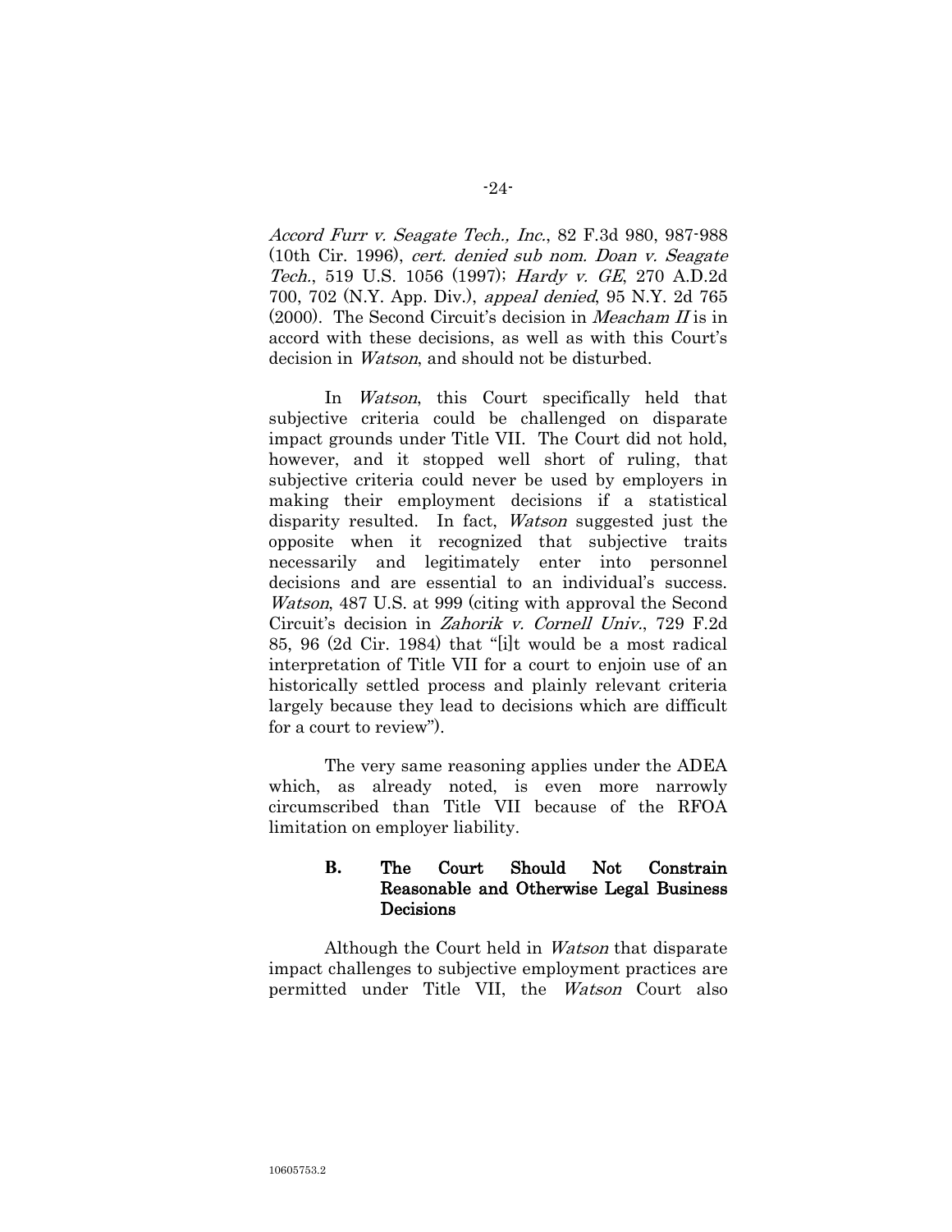*Accord Furr v. Seagate Tech., Inc.*, 82 F.3d 980, 987-988 (10th Cir. 1996), *cert. denied sub nom. Doan v. Seagate Tech.*, 519 U.S. 1056 (1997); *Hardy v. GE*, 270 A.D.2d 700, 702 (N.Y. App. Div.), *appeal denied*, 95 N.Y. 2d 765 (2000). The Second Circuit's decision in *Meacham II* is in accord with these decisions, as well as with this Court's decision in *Watson*, and should not be disturbed.

In *Watson*, this Court specifically held that subjective criteria could be challenged on disparate impact grounds under Title VII. The Court did not hold, however, and it stopped well short of ruling, that subjective criteria could never be used by employers in making their employment decisions if a statistical disparity resulted. In fact, *Watson* suggested just the opposite when it recognized that subjective traits necessarily and legitimately enter into personnel decisions and are essential to an individual's success. *Watson*, 487 U.S. at 999 (citing with approval the Second Circuit's decision in *Zahorik v. Cornell Univ.*, 729 F.2d 85, 96 (2d Cir. 1984) that "[i]t would be a most radical interpretation of Title VII for a court to enjoin use of an historically settled process and plainly relevant criteria largely because they lead to decisions which are difficult for a court to review").

The very same reasoning applies under the ADEA which, as already noted, is even more narrowly circumscribed than Title VII because of the RFOA limitation on employer liability.

### B. The Court Should Not Constrain Reasonable and Otherwise Legal Business Decisions

Although the Court held in *Watson* that disparate impact challenges to subjective employment practices are permitted under Title VII, the *Watson* Court also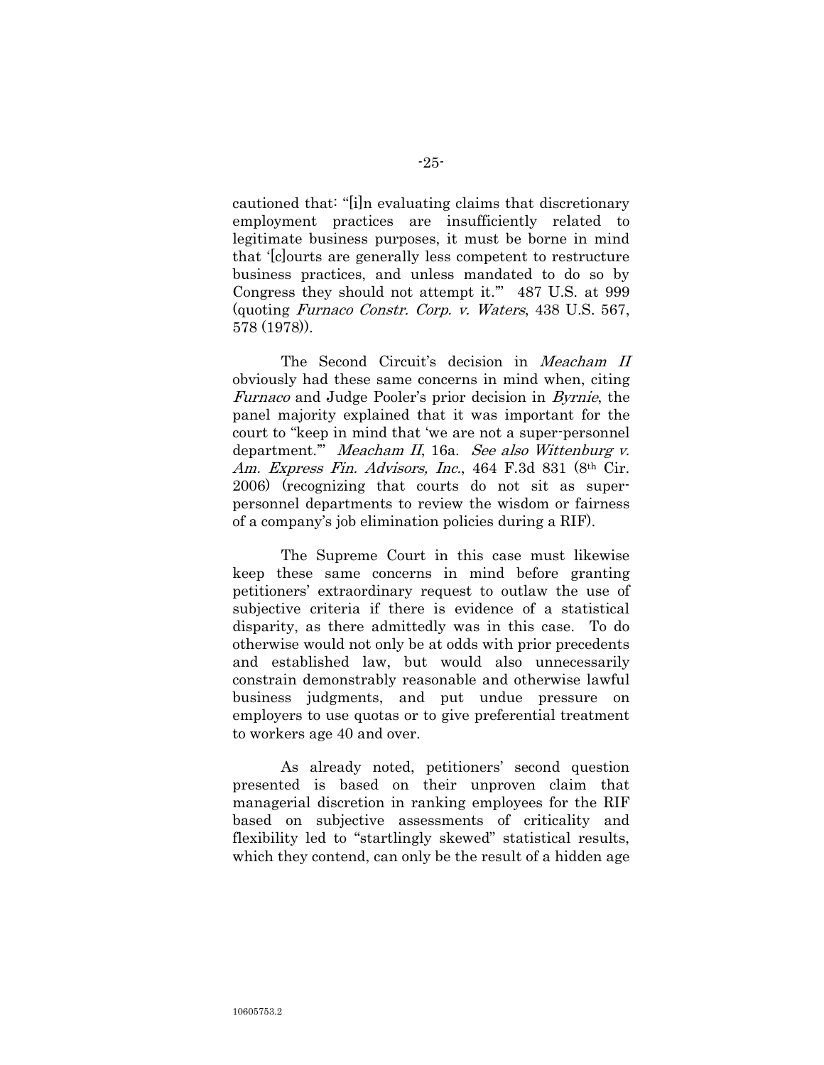cautioned that: "[i]n evaluating claims that discretionary employment practices are insufficiently related to legitimate business purposes, it must be borne in mind that '[c]ourts are generally less competent to restructure business practices, and unless mandated to do so by Congress they should not attempt it.'" 487 U.S. at 999 (quoting *Furnaco Constr. Corp. v. Waters*, 438 U.S. 567, 578 (1978)).

The Second Circuit's decision in *Meacham II* obviously had these same concerns in mind when, citing *Furnaco* and Judge Pooler's prior decision in *Byrnie*, the panel majority explained that it was important for the court to "keep in mind that 'we are not a super-personnel department.'" *Meacham II*, 16a. *See also Wittenburg v. Am. Express Fin. Advisors, Inc.*, 464 F.3d 831 (8th Cir. 2006) (recognizing that courts do not sit as super-personnel departments to review the wisdom or fairness of a company's job elimination policies during a RIF).

The Supreme Court in this case must likewise keep these same concerns in mind before granting petitioners' extraordinary request to outlaw the use of subjective criteria if there is evidence of a statistical disparity, as there admittedly was in this case. To do otherwise would not only be at odds with prior precedents and established law, but would also unnecessarily constrain demonstrably reasonable and otherwise lawful business judgments, and put undue pressure on employers to use quotas or to give preferential treatment to workers age 40 and over.

As already noted, petitioners' second question presented is based on their unproven claim that managerial discretion in ranking employees for the RIF based on subjective assessments of criticality and flexibility led to "startlingly skewed" statistical results, which they contend, can only be the result of a hidden age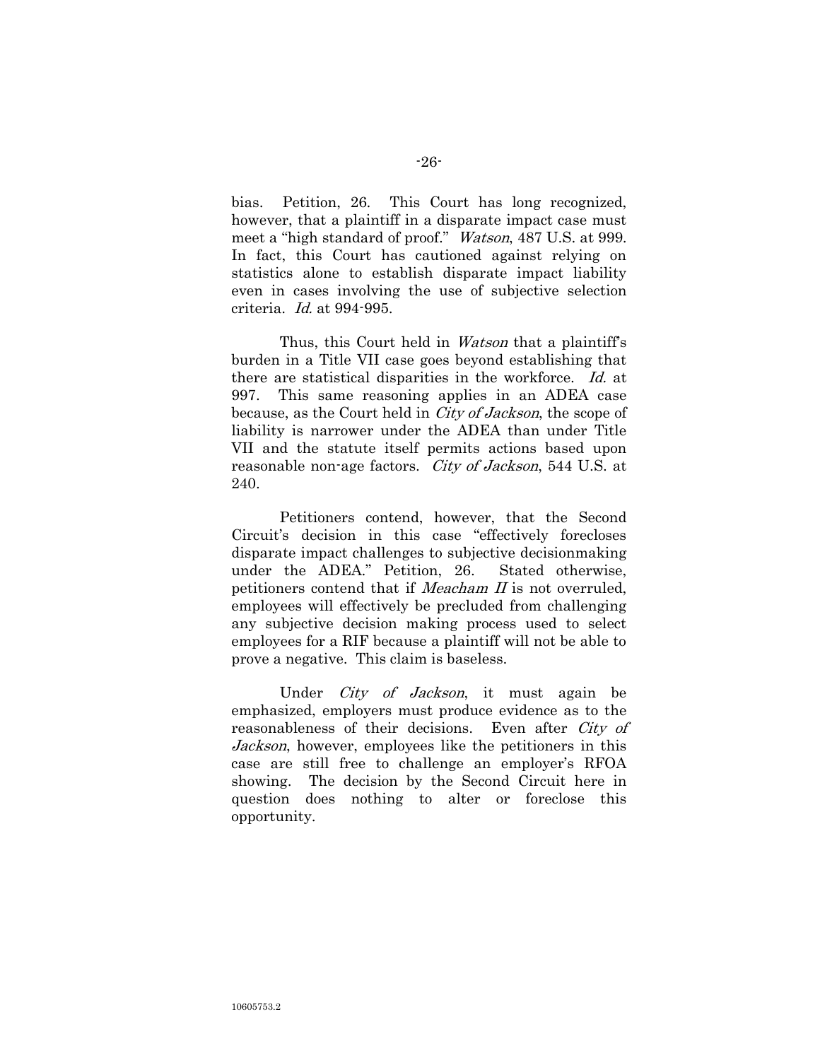bias. Petition, 26. This Court has long recognized, however, that a plaintiff in a disparate impact case must meet a "high standard of proof." *Watson*, 487 U.S. at 999. In fact, this Court has cautioned against relying on statistics alone to establish disparate impact liability even in cases involving the use of subjective selection criteria. *Id.* at 994-995.

Thus, this Court held in *Watson* that a plaintiff's burden in a Title VII case goes beyond establishing that there are statistical disparities in the workforce. *Id.* at 997. This same reasoning applies in an ADEA case because, as the Court held in *City of Jackson*, the scope of liability is narrower under the ADEA than under Title VII and the statute itself permits actions based upon reasonable non-age factors. *City of Jackson*, 544 U.S. at 240.

Petitioners contend, however, that the Second Circuit's decision in this case "effectively forecloses disparate impact challenges to subjective decisionmaking under the ADEA." Petition, 26. Stated otherwise, petitioners contend that if *Meacham II* is not overruled, employees will effectively be precluded from challenging any subjective decision making process used to select employees for a RIF because a plaintiff will not be able to prove a negative. This claim is baseless.

Under *City of Jackson*, it must again be emphasized, employers must produce evidence as to the reasonableness of their decisions. Even after *City of Jackson*, however, employees like the petitioners in this case are still free to challenge an employer's RFOA showing. The decision by the Second Circuit here in question does nothing to alter or foreclose this opportunity.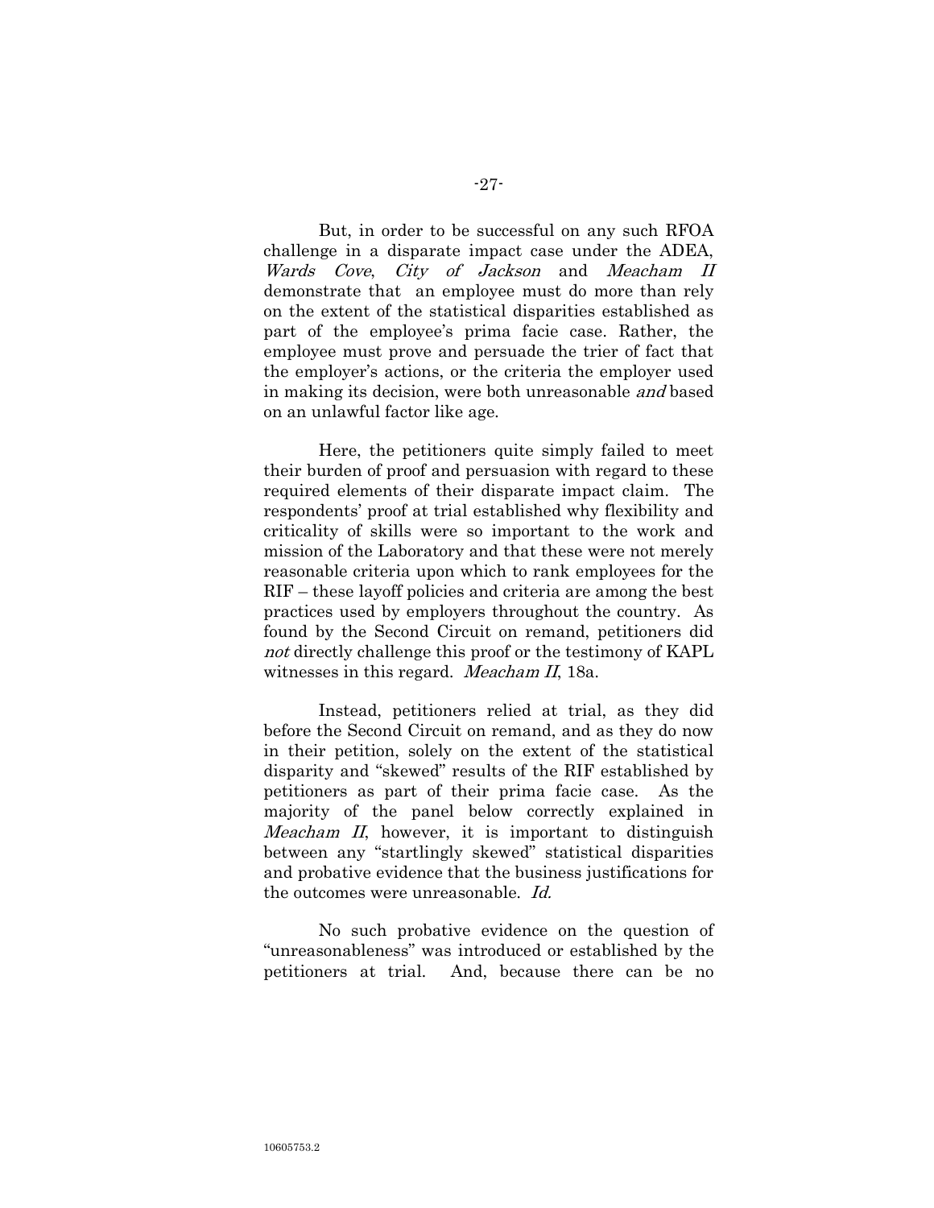But, in order to be successful on any such RFOA challenge in a disparate impact case under the ADEA, *Wards Cove*, *City of Jackson* and *Meacham II* demonstrate that an employee must do more than rely on the extent of the statistical disparities established as part of the employee's prima facie case. Rather, the employee must prove and persuade the trier of fact that the employer's actions, or the criteria the employer used in making its decision, were both unreasonable *and* based on an unlawful factor like age.

Here, the petitioners quite simply failed to meet their burden of proof and persuasion with regard to these required elements of their disparate impact claim. The respondents' proof at trial established why flexibility and criticality of skills were so important to the work and mission of the Laboratory and that these were not merely reasonable criteria upon which to rank employees for the RIF – these layoff policies and criteria are among the best practices used by employers throughout the country. As found by the Second Circuit on remand, petitioners did *not* directly challenge this proof or the testimony of KAPL witnesses in this regard. *Meacham II*, 18a.

Instead, petitioners relied at trial, as they did before the Second Circuit on remand, and as they do now in their petition, solely on the extent of the statistical disparity and "skewed" results of the RIF established by petitioners as part of their prima facie case. As the majority of the panel below correctly explained in *Meacham II*, however, it is important to distinguish between any "startlingly skewed" statistical disparities and probative evidence that the business justifications for the outcomes were unreasonable. *Id.*

No such probative evidence on the question of "unreasonableness" was introduced or established by the petitioners at trial. And, because there can be no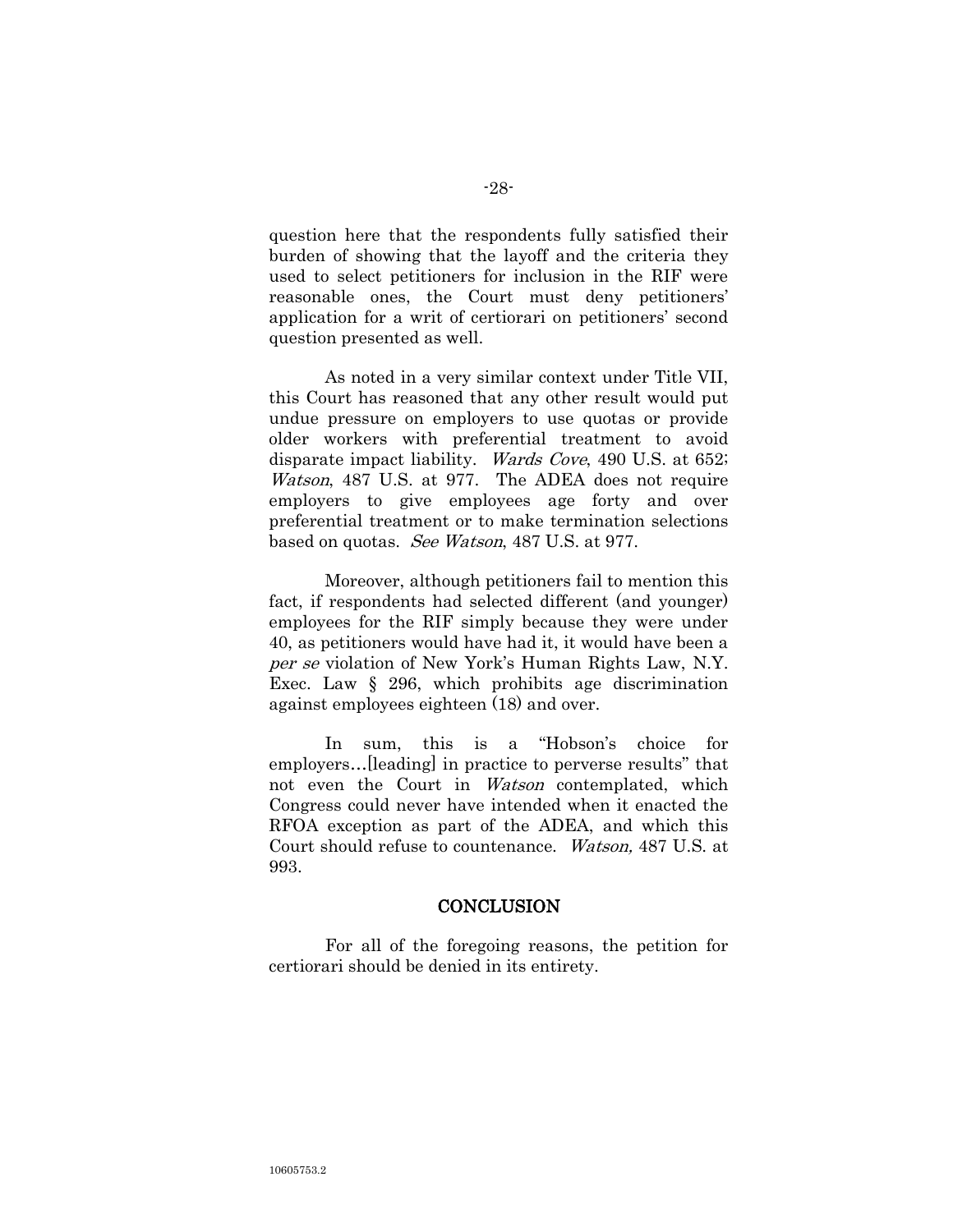question here that the respondents fully satisfied their burden of showing that the layoff and the criteria they used to select petitioners for inclusion in the RIF were reasonable ones, the Court must deny petitioners' application for a writ of certiorari on petitioners' second question presented as well.

As noted in a very similar context under Title VII, this Court has reasoned that any other result would put undue pressure on employers to use quotas or provide older workers with preferential treatment to avoid disparate impact liability. *Wards Cove*, 490 U.S. at 652; *Watson*, 487 U.S. at 977. The ADEA does not require employers to give employees age forty and over preferential treatment or to make termination selections based on quotas. *See Watson*, 487 U.S. at 977.

Moreover, although petitioners fail to mention this fact, if respondents had selected different (and younger) employees for the RIF simply because they were under 40, as petitioners would have had it, it would have been a *per se* violation of New York's Human Rights Law, N.Y. Exec. Law § 296, which prohibits age discrimination against employees eighteen (18) and over.

In sum, this is a "Hobson's choice for employers…[leading] in practice to perverse results" that not even the Court in *Watson* contemplated, which Congress could never have intended when it enacted the RFOA exception as part of the ADEA, and which this Court should refuse to countenance. *Watson,* 487 U.S. at 993.

## CONCLUSION

For all of the foregoing reasons, the petition for certiorari should be denied in its entirety.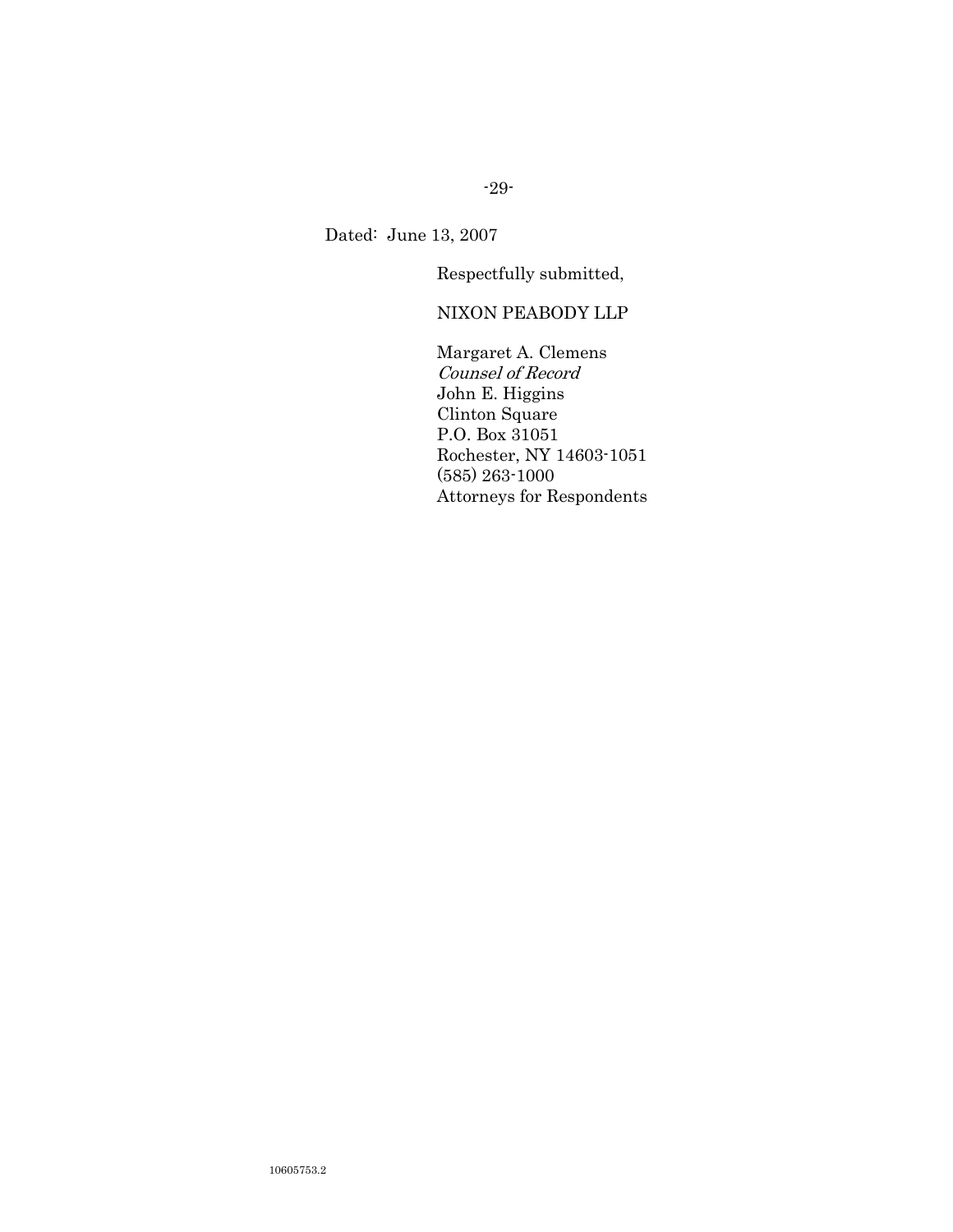Dated: June 13, 2007

Respectfully submitted,

NIXON PEABODY LLP

Margaret A. Clemens
*Counsel of Record*
John E. Higgins
Clinton Square
P.O. Box 31051
Rochester, NY 14603-1051
(585) 263-1000
Attorneys for Respondents

10605753.2